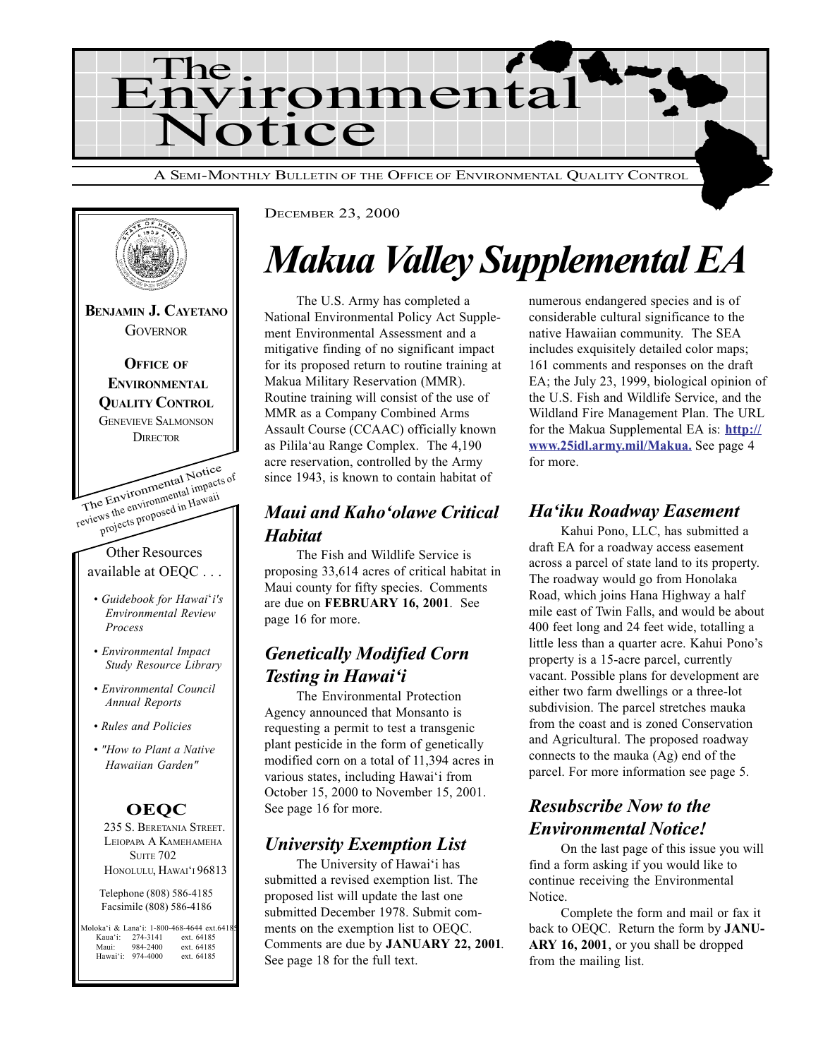# The Environmental Notice

A SEMI-MONTHLY BULLETIN OF THE OFFICE OF ENVIRONMENTAL QUALITY CONTROL

DECEMBER 23, 2000

**BENJAMIN J. CAYETANO**
GOVERNOR

**OFFICE OF ENVIRONMENTAL QUALITY CONTROL**
GENEVIEVE SALMONSON
DIRECTOR

The Environmental Notice reviews the environmental impacts of projects proposed in Hawaii

Other Resources available at OEQC . . .

- *Guidebook for Hawai'i's Environmental Review Process*
- *Environmental Impact Study Resource Library*
- *Environmental Council Annual Reports*
- *Rules and Policies*
- *"How to Plant a Native Hawaiian Garden"*

**OEQC**

235 S. BERETANIA STREET.
LEIOPAPA A KAMEHAMEHA
SUITE 702
HONOLULU, HAWAI'I 96813

Telephone (808) 586-4185
Facsimile (808) 586-4186

Moloka'i & Lana'i: 1-800-468-4644 ext.64185
Kaua'i: 274-3141 ext. 64185
Maui: 984-2400 ext. 64185
Hawai'i: 974-4000 ext. 64185

# *Makua Valley Supplemental EA*

The U.S. Army has completed a National Environmental Policy Act Supplement Environmental Assessment and a mitigative finding of no significant impact for its proposed return to routine training at Makua Military Reservation (MMR). Routine training will consist of the use of MMR as a Company Combined Arms Assault Course (CCAAC) officially known as Pilila'au Range Complex. The 4,190 acre reservation, controlled by the Army since 1943, is known to contain habitat of numerous endangered species and is of considerable cultural significance to the native Hawaiian community. The SEA includes exquisitely detailed color maps; 161 comments and responses on the draft EA; the July 23, 1999, biological opinion of the U.S. Fish and Wildlife Service, and the Wildland Fire Management Plan. The URL for the Makua Supplemental EA is: **http://www.25idl.army.mil/Makua.** See page 4 for more.

## *Maui and Kaho'olawe Critical Habitat*

The Fish and Wildlife Service is proposing 33,614 acres of critical habitat in Maui county for fifty species. Comments are due on **FEBRUARY 16, 2001**. See page 16 for more.

## *Genetically Modified Corn Testing in Hawai'i*

The Environmental Protection Agency announced that Monsanto is requesting a permit to test a transgenic plant pesticide in the form of genetically modified corn on a total of 11,394 acres in various states, including Hawai'i from October 15, 2000 to November 15, 2001. See page 16 for more.

## *University Exemption List*

The University of Hawai'i has submitted a revised exemption list. The proposed list will update the last one submitted December 1978. Submit comments on the exemption list to OEQC. Comments are due by **JANUARY 22, 2001**. See page 18 for the full text.

## *Ha'iku Roadway Easement*

Kahui Pono, LLC, has submitted a draft EA for a roadway access easement across a parcel of state land to its property. The roadway would go from Honolaka Road, which joins Hana Highway a half mile east of Twin Falls, and would be about 400 feet long and 24 feet wide, totalling a little less than a quarter acre. Kahui Pono's property is a 15-acre parcel, currently vacant. Possible plans for development are either two farm dwellings or a three-lot subdivision. The parcel stretches mauka from the coast and is zoned Conservation and Agricultural. The proposed roadway connects to the mauka (Ag) end of the parcel. For more information see page 5.

## *Resubscribe Now to the Environmental Notice!*

On the last page of this issue you will find a form asking if you would like to continue receiving the Environmental Notice.

Complete the form and mail or fax it back to OEQC. Return the form by **JANUARY 16, 2001**, or you shall be dropped from the mailing list.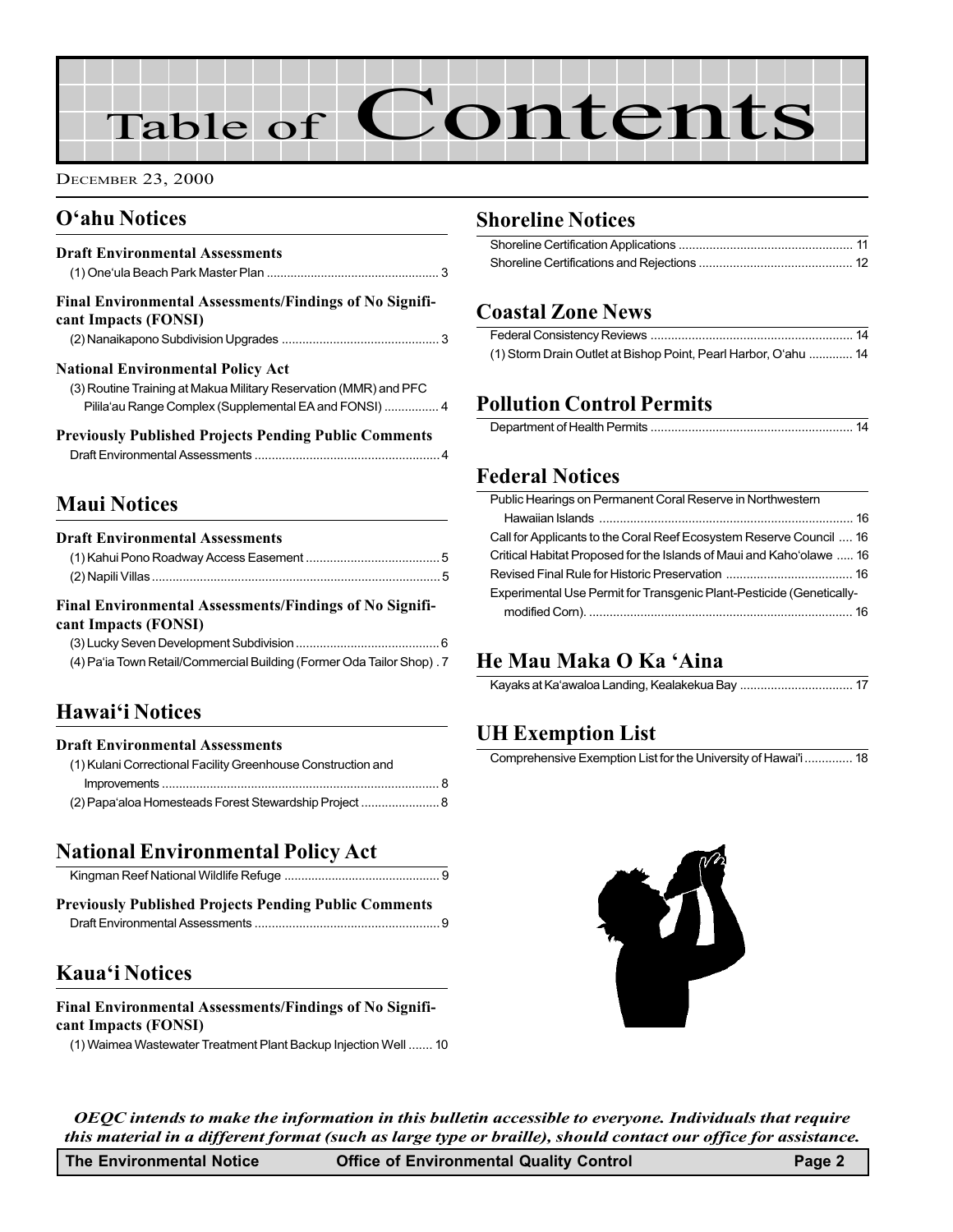# Table of Contents

DECEMBER 23, 2000

## O'ahu Notices

### Draft Environmental Assessments

(1) One'ula Beach Park Master Plan .................................................. 3

### Final Environmental Assessments/Findings of No Significant Impacts (FONSI)

(2) Nanaikapono Subdivision Upgrades .............................................. 3

### National Environmental Policy Act

(3) Routine Training at Makua Military Reservation (MMR) and PFC Pililā'au Range Complex (Supplemental EA and FONSI) ................ 4

### Previously Published Projects Pending Public Comments

Draft Environmental Assessments ...................................................... 4

## Maui Notices

### Draft Environmental Assessments

(1) Kahui Pono Roadway Access Easement ....................................... 5

(2) Napili Villas ....................................................................................... 5

### Final Environmental Assessments/Findings of No Significant Impacts (FONSI)

(3) Lucky Seven Development Subdivision .......................................... 6

(4) Pa'ia Town Retail/Commercial Building (Former Oda Tailor Shop) . 7

## Hawai'i Notices

### Draft Environmental Assessments

(1) Kulani Correctional Facility Greenhouse Construction and Improvements ................................................................................ 8

(2) Papa'aloa Homesteads Forest Stewardship Project ....................... 8

## National Environmental Policy Act

Kingman Reef National Wildlife Refuge ............................................. 9

### Previously Published Projects Pending Public Comments

Draft Environmental Assessments ...................................................... 9

## Kaua'i Notices

### Final Environmental Assessments/Findings of No Significant Impacts (FONSI)

(1) Waimea Wastewater Treatment Plant Backup Injection Well ....... 10

## Shoreline Notices

Shoreline Certification Applications ................................................... 11

Shoreline Certifications and Rejections ............................................. 12

## Coastal Zone News

Federal Consistency Reviews ........................................................... 14

(1) Storm Drain Outlet at Bishop Point, Pearl Harbor, O'ahu ............. 14

## Pollution Control Permits

Department of Health Permits ........................................................... 14

## Federal Notices

Public Hearings on Permanent Coral Reserve in Northwestern Hawaiian Islands .......................................................................... 16

Call for Applicants to the Coral Reef Ecosystem Reserve Council .... 16

Critical Habitat Proposed for the Islands of Maui and Kaho'olawe ..... 16

Revised Final Rule for Historic Preservation ..................................... 16

Experimental Use Permit for Transgenic Plant-Pesticide (Genetically-modified Corn). ............................................................................ 16

## He Mau Maka O Ka 'Aina

Kayaks at Ka'awaloa Landing, Kealakekua Bay ................................. 17

## UH Exemption List

Comprehensive Exemption List for the University of Hawai'i .............. 18

*OEQC intends to make the information in this bulletin accessible to everyone. Individuals that require this material in a different format (such as large type or braille), should contact our office for assistance.*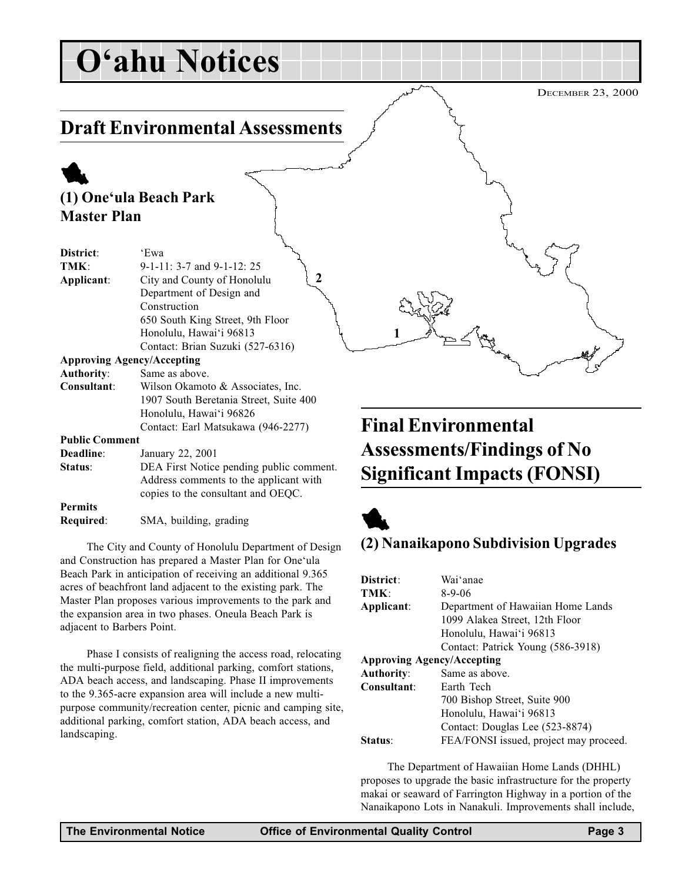# O'ahu Notices

DECEMBER 23, 2000

## Draft Environmental Assessments

### (1) One'ula Beach Park Master Plan

**District**: 'Ewa
**TMK**: 9-1-11: 3-7 and 9-1-12: 25
**Applicant**: City and County of Honolulu Department of Design and Construction
650 South King Street, 9th Floor
Honolulu, Hawai'i 96813
Contact: Brian Suzuki (527-6316)

**Approving Agency/Accepting Authority**: Same as above.
**Consultant**: Wilson Okamoto & Associates, Inc.
1907 South Beretania Street, Suite 400
Honolulu, Hawai'i 96826
Contact: Earl Matsukawa (946-2277)

**Public Comment Deadline**: January 22, 2001
**Status**: DEA First Notice pending public comment. Address comments to the applicant with copies to the consultant and OEQC.

**Permits Required**: SMA, building, grading

The City and County of Honolulu Department of Design and Construction has prepared a Master Plan for One'ula Beach Park in anticipation of receiving an additional 9.365 acres of beachfront land adjacent to the existing park. The Master Plan proposes various improvements to the park and the expansion area in two phases. Oneula Beach Park is adjacent to Barbers Point.

Phase I consists of realigning the access road, relocating the multi-purpose field, additional parking, comfort stations, ADA beach access, and landscaping. Phase II improvements to the 9.365-acre expansion area will include a new multi-purpose community/recreation center, picnic and camping site, additional parking, comfort station, ADA beach access, and landscaping.

## Final Environmental Assessments/Findings of No Significant Impacts (FONSI)

### (2) Nanaikapono Subdivision Upgrades

**District**: Wai'anae
**TMK**: 8-9-06
**Applicant**: Department of Hawaiian Home Lands
1099 Alakea Street, 12th Floor
Honolulu, Hawai'i 96813
Contact: Patrick Young (586-3918)

**Approving Agency/Accepting Authority**: Same as above.
**Consultant**: Earth Tech
700 Bishop Street, Suite 900
Honolulu, Hawai'i 96813
Contact: Douglas Lee (523-8874)

**Status**: FEA/FONSI issued, project may proceed.

The Department of Hawaiian Home Lands (DHHL) proposes to upgrade the basic infrastructure for the property makai or seaward of Farrington Highway in a portion of the Nanaikapono Lots in Nanakuli. Improvements shall include,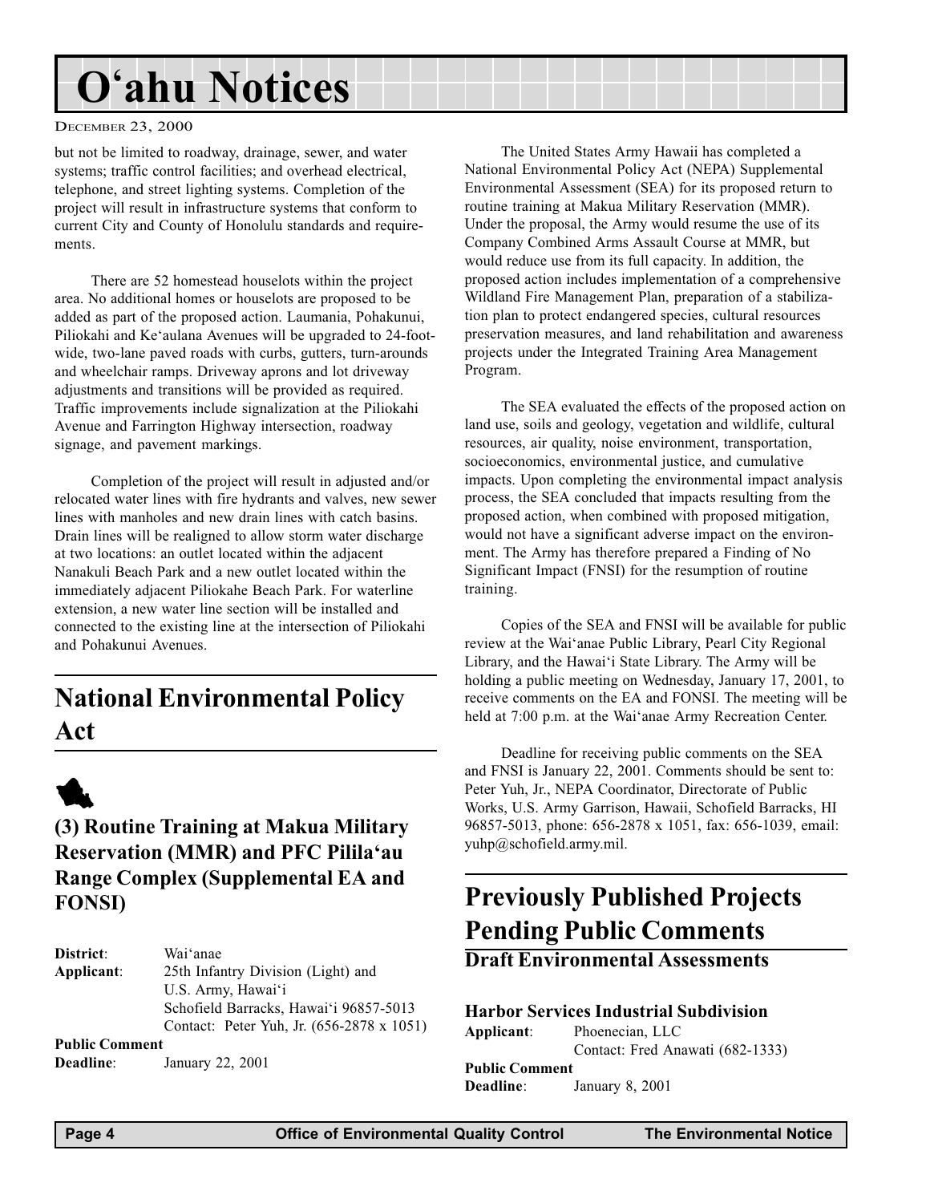but not be limited to roadway, drainage, sewer, and water systems; traffic control facilities; and overhead electrical, telephone, and street lighting systems. Completion of the project will result in infrastructure systems that conform to current City and County of Honolulu standards and requirements.

There are 52 homestead houselots within the project area. No additional homes or houselots are proposed to be added as part of the proposed action. Laumania, Pohakunui, Piliokahi and Ke'aulana Avenues will be upgraded to 24-foot-wide, two-lane paved roads with curbs, gutters, turn-arounds and wheelchair ramps. Driveway aprons and lot driveway adjustments and transitions will be provided as required. Traffic improvements include signalization at the Piliokahi Avenue and Farrington Highway intersection, roadway signage, and pavement markings.

Completion of the project will result in adjusted and/or relocated water lines with fire hydrants and valves, new sewer lines with manholes and new drain lines with catch basins. Drain lines will be realigned to allow storm water discharge at two locations: an outlet located within the adjacent Nanakuli Beach Park and a new outlet located within the immediately adjacent Piliokahe Beach Park. For waterline extension, a new water line section will be installed and connected to the existing line at the intersection of Piliokahi and Pohakunui Avenues.

## National Environmental Policy Act

### (3) Routine Training at Makua Military Reservation (MMR) and PFC Pilila'au Range Complex (Supplemental EA and FONSI)

**District**: Wai'anae
**Applicant**: 25th Infantry Division (Light) and U.S. Army, Hawai'i
Schofield Barracks, Hawai'i 96857-5013
Contact: Peter Yuh, Jr. (656-2878 x 1051)
**Public Comment Deadline**: January 22, 2001

The United States Army Hawaii has completed a National Environmental Policy Act (NEPA) Supplemental Environmental Assessment (SEA) for its proposed return to routine training at Makua Military Reservation (MMR). Under the proposal, the Army would resume the use of its Company Combined Arms Assault Course at MMR, but would reduce use from its full capacity. In addition, the proposed action includes implementation of a comprehensive Wildland Fire Management Plan, preparation of a stabilization plan to protect endangered species, cultural resources preservation measures, and land rehabilitation and awareness projects under the Integrated Training Area Management Program.

The SEA evaluated the effects of the proposed action on land use, soils and geology, vegetation and wildlife, cultural resources, air quality, noise environment, transportation, socioeconomics, environmental justice, and cumulative impacts. Upon completing the environmental impact analysis process, the SEA concluded that impacts resulting from the proposed action, when combined with proposed mitigation, would not have a significant adverse impact on the environment. The Army has therefore prepared a Finding of No Significant Impact (FNSI) for the resumption of routine training.

Copies of the SEA and FNSI will be available for public review at the Wai'anae Public Library, Pearl City Regional Library, and the Hawai'i State Library. The Army will be holding a public meeting on Wednesday, January 17, 2001, to receive comments on the EA and FONSI. The meeting will be held at 7:00 p.m. at the Wai'anae Army Recreation Center.

Deadline for receiving public comments on the SEA and FNSI is January 22, 2001. Comments should be sent to: Peter Yuh, Jr., NEPA Coordinator, Directorate of Public Works, U.S. Army Garrison, Hawaii, Schofield Barracks, HI 96857-5013, phone: 656-2878 x 1051, fax: 656-1039, email: yuhp@schofield.army.mil.

## Previously Published Projects Pending Public Comments

### Draft Environmental Assessments

#### Harbor Services Industrial Subdivision

**Applicant**: Phoenecian, LLC
Contact: Fred Anawati (682-1333)
**Public Comment Deadline**: January 8, 2001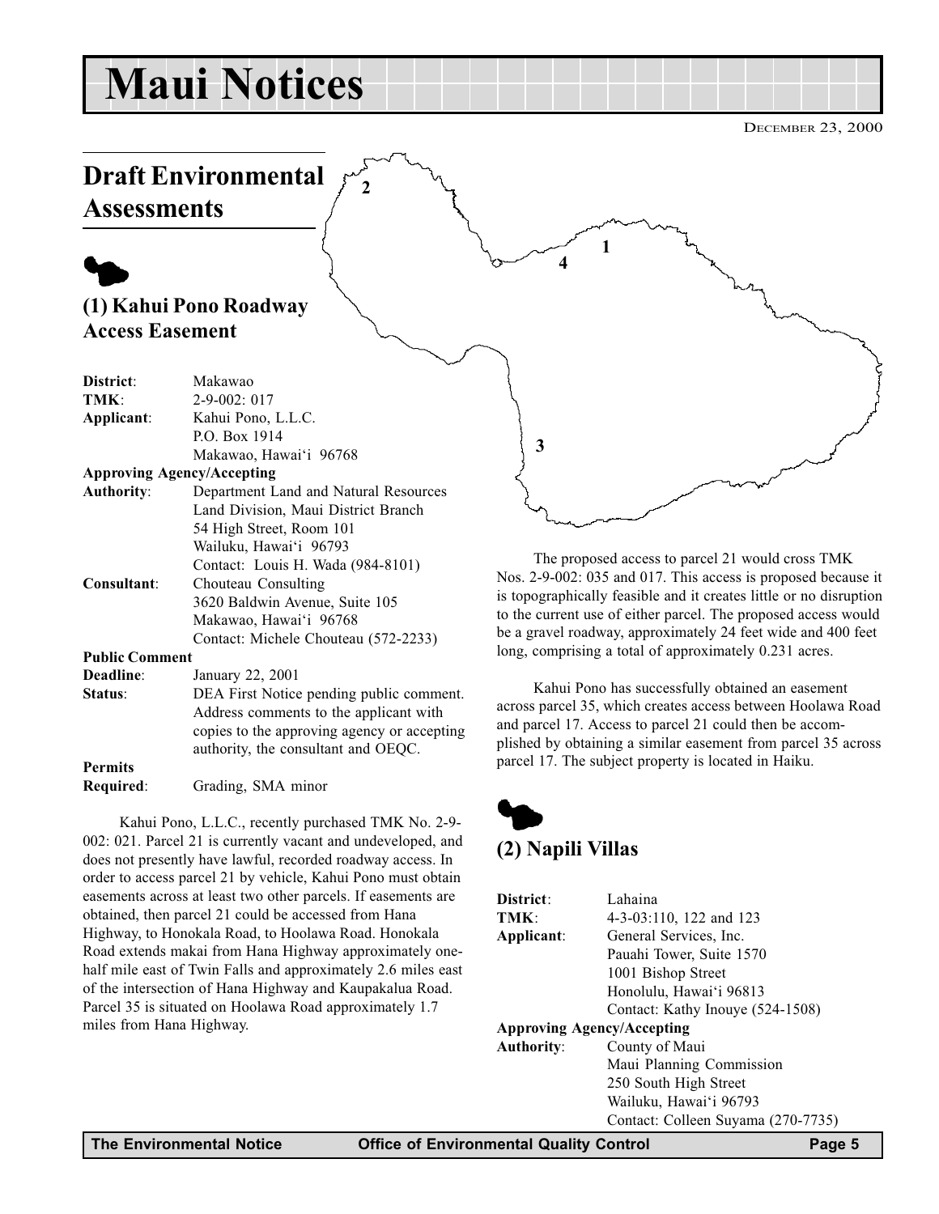# Maui Notices

DECEMBER 23, 2000

## Draft Environmental Assessments

### (1) Kahui Pono Roadway Access Easement

**District**: Makawao
**TMK**: 2-9-002: 017
**Applicant**: Kahui Pono, L.L.C.
P.O. Box 1914
Makawao, Hawai'i 96768
**Approving Agency/Accepting Authority**: Department Land and Natural Resources
Land Division, Maui District Branch
54 High Street, Room 101
Wailuku, Hawai'i 96793
Contact: Louis H. Wada (984-8101)
**Consultant**: Chouteau Consulting
3620 Baldwin Avenue, Suite 105
Makawao, Hawai'i 96768
Contact: Michele Chouteau (572-2233)
**Public Comment Deadline**: January 22, 2001
**Status**: DEA First Notice pending public comment. Address comments to the applicant with copies to the approving agency or accepting authority, the consultant and OEQC.
**Permits Required**: Grading, SMA minor

Kahui Pono, L.L.C., recently purchased TMK No. 2-9-002: 021. Parcel 21 is currently vacant and undeveloped, and does not presently have lawful, recorded roadway access. In order to access parcel 21 by vehicle, Kahui Pono must obtain easements across at least two other parcels. If easements are obtained, then parcel 21 could be accessed from Hana Highway, to Honokala Road, to Hoolawa Road. Honokala Road extends makai from Hana Highway approximately one-half mile east of Twin Falls and approximately 2.6 miles east of the intersection of Hana Highway and Kaupakalua Road. Parcel 35 is situated on Hoolawa Road approximately 1.7 miles from Hana Highway.

The proposed access to parcel 21 would cross TMK Nos. 2-9-002: 035 and 017. This access is proposed because it is topographically feasible and it creates little or no disruption to the current use of either parcel. The proposed access would be a gravel roadway, approximately 24 feet wide and 400 feet long, comprising a total of approximately 0.231 acres.

Kahui Pono has successfully obtained an easement across parcel 35, which creates access between Hoolawa Road and parcel 17. Access to parcel 21 could then be accomplished by obtaining a similar easement from parcel 35 across parcel 17. The subject property is located in Haiku.

### (2) Napili Villas

**District**: Lahaina
**TMK**: 4-3-03:110, 122 and 123
**Applicant**: General Services, Inc.
Pauahi Tower, Suite 1570
1001 Bishop Street
Honolulu, Hawai'i 96813
Contact: Kathy Inouye (524-1508)
**Approving Agency/Accepting Authority**: County of Maui
Maui Planning Commission
250 South High Street
Wailuku, Hawai'i 96793
Contact: Colleen Suyama (270-7735)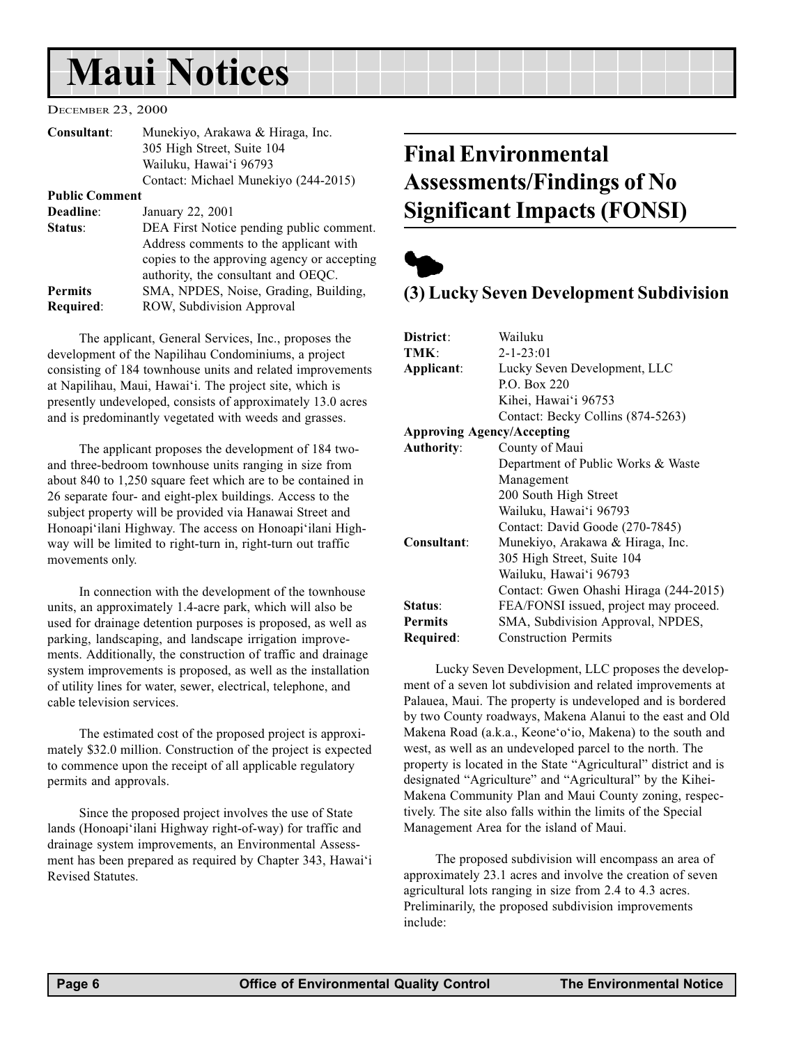# Maui Notices

December 23, 2000

| | |
|---|---|
| **Consultant**: | Munekiyo, Arakawa & Hiraga, Inc. 305 High Street, Suite 104 Wailuku, Hawai'i 96793 Contact: Michael Munekiyo (244-2015) |
| **Public Comment Deadline**: | January 22, 2001 |
| **Status**: | DEA First Notice pending public comment. Address comments to the applicant with copies to the approving agency or accepting authority, the consultant and OEQC. |
| **Permits Required**: | SMA, NPDES, Noise, Grading, Building, ROW, Subdivision Approval |

The applicant, General Services, Inc., proposes the development of the Napilihau Condominiums, a project consisting of 184 townhouse units and related improvements at Napilihau, Maui, Hawai'i. The project site, which is presently undeveloped, consists of approximately 13.0 acres and is predominantly vegetated with weeds and grasses.

The applicant proposes the development of 184 two- and three-bedroom townhouse units ranging in size from about 840 to 1,250 square feet which are to be contained in 26 separate four- and eight-plex buildings. Access to the subject property will be provided via Hanawai Street and Honoapi'ilani Highway. The access on Honoapi'ilani Highway will be limited to right-turn in, right-turn out traffic movements only.

In connection with the development of the townhouse units, an approximately 1.4-acre park, which will also be used for drainage detention purposes is proposed, as well as parking, landscaping, and landscape irrigation improvements. Additionally, the construction of traffic and drainage system improvements is proposed, as well as the installation of utility lines for water, sewer, electrical, telephone, and cable television services.

The estimated cost of the proposed project is approximately $32.0 million. Construction of the project is expected to commence upon the receipt of all applicable regulatory permits and approvals.

Since the proposed project involves the use of State lands (Honoapi'ilani Highway right-of-way) for traffic and drainage system improvements, an Environmental Assessment has been prepared as required by Chapter 343, Hawai'i Revised Statutes.

## Final Environmental Assessments/Findings of No Significant Impacts (FONSI)

### (3) Lucky Seven Development Subdivision

| | |
|---|---|
| **District**: | Wailuku |
| **TMK**: | 2-1-23:01 |
| **Applicant**: | Lucky Seven Development, LLC P.O. Box 220 Kihei, Hawai'i 96753 Contact: Becky Collins (874-5263) |
| **Approving Agency/Accepting Authority**: | County of Maui Department of Public Works & Waste Management 200 South High Street Wailuku, Hawai'i 96793 Contact: David Goode (270-7845) |
| **Consultant**: | Munekiyo, Arakawa & Hiraga, Inc. 305 High Street, Suite 104 Wailuku, Hawai'i 96793 Contact: Gwen Ohashi Hiraga (244-2015) |
| **Status**: | FEA/FONSI issued, project may proceed. |
| **Permits Required**: | SMA, Subdivision Approval, NPDES, Construction Permits |

Lucky Seven Development, LLC proposes the development of a seven lot subdivision and related improvements at Palauea, Maui. The property is undeveloped and is bordered by two County roadways, Makena Alanui to the east and Old Makena Road (a.k.a., Keone'o'io, Makena) to the south and west, as well as an undeveloped parcel to the north. The property is located in the State "Agricultural" district and is designated "Agriculture" and "Agricultural" by the Kihei-Makena Community Plan and Maui County zoning, respectively. The site also falls within the limits of the Special Management Area for the island of Maui.

The proposed subdivision will encompass an area of approximately 23.1 acres and involve the creation of seven agricultural lots ranging in size from 2.4 to 4.3 acres. Preliminarily, the proposed subdivision improvements include: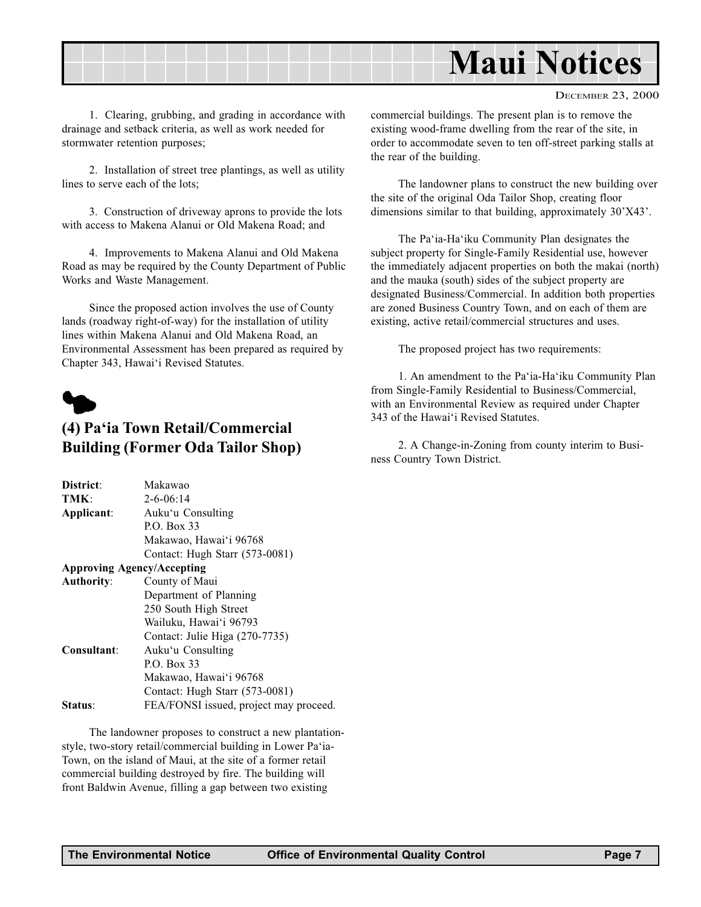1. Clearing, grubbing, and grading in accordance with drainage and setback criteria, as well as work needed for stormwater retention purposes;

2. Installation of street tree plantings, as well as utility lines to serve each of the lots;

3. Construction of driveway aprons to provide the lots with access to Makena Alanui or Old Makena Road; and

4. Improvements to Makena Alanui and Old Makena Road as may be required by the County Department of Public Works and Waste Management.

Since the proposed action involves the use of County lands (roadway right-of-way) for the installation of utility lines within Makena Alanui and Old Makena Road, an Environmental Assessment has been prepared as required by Chapter 343, Hawai'i Revised Statutes.

## (4) Pa'ia Town Retail/Commercial Building (Former Oda Tailor Shop)

**District**: Makawao
**TMK**: 2-6-06:14
**Applicant**: Auku'u Consulting
P.O. Box 33
Makawao, Hawai'i 96768
Contact: Hugh Starr (573-0081)
**Approving Agency/Accepting Authority**: County of Maui
Department of Planning
250 South High Street
Wailuku, Hawai'i 96793
Contact: Julie Higa (270-7735)
**Consultant**: Auku'u Consulting
P.O. Box 33
Makawao, Hawai'i 96768
Contact: Hugh Starr (573-0081)
**Status**: FEA/FONSI issued, project may proceed.

The landowner proposes to construct a new plantation-style, two-story retail/commercial building in Lower Pa'ia-Town, on the island of Maui, at the site of a former retail commercial building destroyed by fire. The building will front Baldwin Avenue, filling a gap between two existing commercial buildings. The present plan is to remove the existing wood-frame dwelling from the rear of the site, in order to accommodate seven to ten off-street parking stalls at the rear of the building.

The landowner plans to construct the new building over the site of the original Oda Tailor Shop, creating floor dimensions similar to that building, approximately 30'X43'.

The Pa'ia-Ha'iku Community Plan designates the subject property for Single-Family Residential use, however the immediately adjacent properties on both the makai (north) and the mauka (south) sides of the subject property are designated Business/Commercial. In addition both properties are zoned Business Country Town, and on each of them are existing, active retail/commercial structures and uses.

The proposed project has two requirements:

1. An amendment to the Pa'ia-Ha'iku Community Plan from Single-Family Residential to Business/Commercial, with an Environmental Review as required under Chapter 343 of the Hawai'i Revised Statutes.

2. A Change-in-Zoning from county interim to Business Country Town District.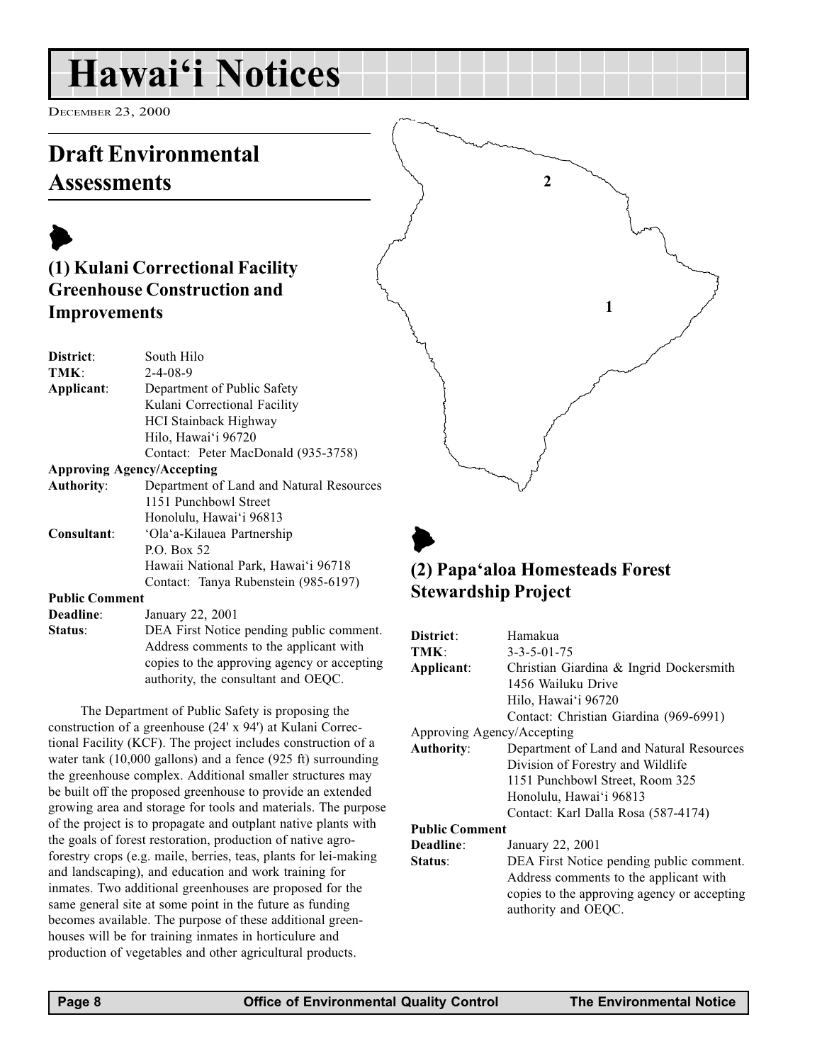# Hawai'i Notices

December 23, 2000

## Draft Environmental Assessments

### (1) Kulani Correctional Facility Greenhouse Construction and Improvements

| | |
|---|---|
| **District**: | South Hilo |
| **TMK**: | 2-4-08-9 |
| **Applicant**: | Department of Public Safety<br>Kulani Correctional Facility<br>HCI Stainback Highway<br>Hilo, Hawai'i 96720<br>Contact: Peter MacDonald (935-3758) |
| **Approving Agency/Accepting Authority**: | Department of Land and Natural Resources<br>1151 Punchbowl Street<br>Honolulu, Hawai'i 96813 |
| **Consultant**: | 'Ola'a-Kilauea Partnership<br>P.O. Box 52<br>Hawaii National Park, Hawai'i 96718<br>Contact: Tanya Rubenstein (985-6197) |
| **Public Comment Deadline**: | January 22, 2001 |
| **Status**: | DEA First Notice pending public comment. Address comments to the applicant with copies to the approving agency or accepting authority, the consultant and OEQC. |

The Department of Public Safety is proposing the construction of a greenhouse (24' x 94') at Kulani Correctional Facility (KCF). The project includes construction of a water tank (10,000 gallons) and a fence (925 ft) surrounding the greenhouse complex. Additional smaller structures may be built off the proposed greenhouse to provide an extended growing area and storage for tools and materials. The purpose of the project is to propagate and outplant native plants with the goals of forest restoration, production of native agroforestry crops (e.g. maile, berries, teas, plants for lei-making and landscaping), and education and work training for inmates. Two additional greenhouses are proposed for the same general site at some point in the future as funding becomes available. The purpose of these additional greenhouses will be for training inmates in horticulure and production of vegetables and other agricultural products.

### (2) Papa'aloa Homesteads Forest Stewardship Project

| | |
|---|---|
| **District**: | Hamakua |
| **TMK**: | 3-3-5-01-75 |
| **Applicant**: | Christian Giardina & Ingrid Dockersmith<br>1456 Wailuku Drive<br>Hilo, Hawai'i 96720<br>Contact: Christian Giardina (969-6991) |
| Approving Agency/Accepting **Authority**: | Department of Land and Natural Resources<br>Division of Forestry and Wildlife<br>1151 Punchbowl Street, Room 325<br>Honolulu, Hawai'i 96813<br>Contact: Karl Dalla Rosa (587-4174) |
| **Public Comment Deadline**: | January 22, 2001 |
| **Status**: | DEA First Notice pending public comment. Address comments to the applicant with copies to the approving agency or accepting authority and OEQC. |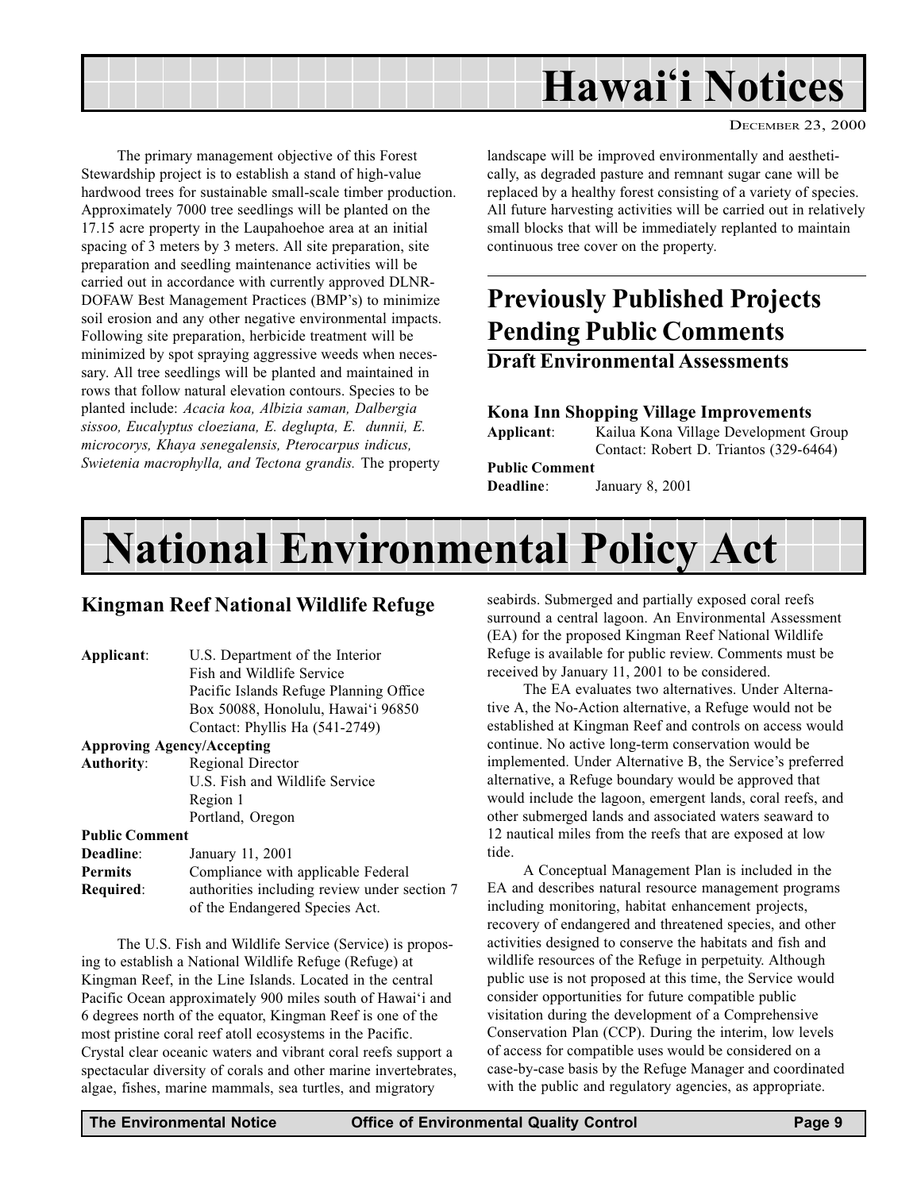# Hawai'i Notices

DECEMBER 23, 2000

The primary management objective of this Forest Stewardship project is to establish a stand of high-value hardwood trees for sustainable small-scale timber production. Approximately 7000 tree seedlings will be planted on the 17.15 acre property in the Laupahoehoe area at an initial spacing of 3 meters by 3 meters. All site preparation, site preparation and seedling maintenance activities will be carried out in accordance with currently approved DLNR-DOFAW Best Management Practices (BMP's) to minimize soil erosion and any other negative environmental impacts. Following site preparation, herbicide treatment will be minimized by spot spraying aggressive weeds when necessary. All tree seedlings will be planted and maintained in rows that follow natural elevation contours. Species to be planted include: *Acacia koa, Albizia saman, Dalbergia sissoo, Eucalyptus cloeziana, E. deglupta, E. dunnii, E. microcorys, Khaya senegalensis, Pterocarpus indicus, Swietenia macrophylla, and Tectona grandis.* The property landscape will be improved environmentally and aesthetically, as degraded pasture and remnant sugar cane will be replaced by a healthy forest consisting of a variety of species. All future harvesting activities will be carried out in relatively small blocks that will be immediately replanted to maintain continuous tree cover on the property.

## Previously Published Projects Pending Public Comments

### Draft Environmental Assessments

#### Kona Inn Shopping Village Improvements

**Applicant**: Kailua Kona Village Development Group
Contact: Robert D. Triantos (329-6464)

**Public Comment Deadline**: January 8, 2001

# National Environmental Policy Act

## Kingman Reef National Wildlife Refuge

**Applicant**: U.S. Department of the Interior
Fish and Wildlife Service
Pacific Islands Refuge Planning Office
Box 50088, Honolulu, Hawai'i 96850
Contact: Phyllis Ha (541-2749)

**Approving Agency/Accepting Authority**: Regional Director
U.S. Fish and Wildlife Service
Region 1
Portland, Oregon

**Public Comment Deadline**: January 11, 2001

**Permits Required**: Compliance with applicable Federal authorities including review under section 7 of the Endangered Species Act.

The U.S. Fish and Wildlife Service (Service) is proposing to establish a National Wildlife Refuge (Refuge) at Kingman Reef, in the Line Islands. Located in the central Pacific Ocean approximately 900 miles south of Hawai'i and 6 degrees north of the equator, Kingman Reef is one of the most pristine coral reef atoll ecosystems in the Pacific. Crystal clear oceanic waters and vibrant coral reefs support a spectacular diversity of corals and other marine invertebrates, algae, fishes, marine mammals, sea turtles, and migratory seabirds. Submerged and partially exposed coral reefs surround a central lagoon. An Environmental Assessment (EA) for the proposed Kingman Reef National Wildlife Refuge is available for public review. Comments must be received by January 11, 2001 to be considered.

The EA evaluates two alternatives. Under Alternative A, the No-Action alternative, a Refuge would not be established at Kingman Reef and controls on access would continue. No active long-term conservation would be implemented. Under Alternative B, the Service's preferred alternative, a Refuge boundary would be approved that would include the lagoon, emergent lands, coral reefs, and other submerged lands and associated waters seaward to 12 nautical miles from the reefs that are exposed at low tide.

A Conceptual Management Plan is included in the EA and describes natural resource management programs including monitoring, habitat enhancement projects, recovery of endangered and threatened species, and other activities designed to conserve the habitats and fish and wildlife resources of the Refuge in perpetuity. Although public use is not proposed at this time, the Service would consider opportunities for future compatible public visitation during the development of a Comprehensive Conservation Plan (CCP). During the interim, low levels of access for compatible uses would be considered on a case-by-case basis by the Refuge Manager and coordinated with the public and regulatory agencies, as appropriate.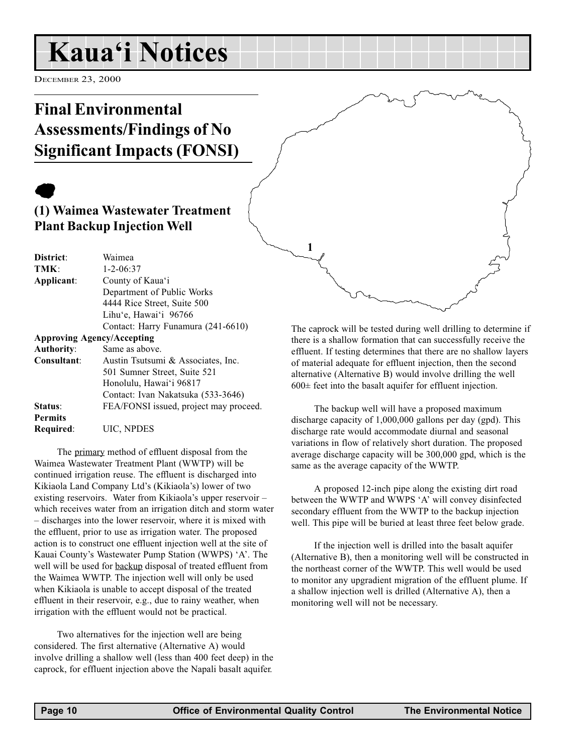# Kaua'i Notices

December 23, 2000

## Final Environmental Assessments/Findings of No Significant Impacts (FONSI)

### (1) Waimea Wastewater Treatment Plant Backup Injection Well

**District**: Waimea
**TMK**: 1-2-06:37
**Applicant**: County of Kaua'i
Department of Public Works
4444 Rice Street, Suite 500
Lihu'e, Hawai'i 96766
Contact: Harry Funamura (241-6610)

**Approving Agency/Accepting Authority**: Same as above.

**Consultant**: Austin Tsutsumi & Associates, Inc.
501 Sumner Street, Suite 521
Honolulu, Hawai'i 96817
Contact: Ivan Nakatsuka (533-3646)

**Status**: FEA/FONSI issued, project may proceed.

**Permits Required**: UIC, NPDES

The primary method of effluent disposal from the Waimea Wastewater Treatment Plant (WWTP) will be continued irrigation reuse. The effluent is discharged into Kikiaola Land Company Ltd's (Kikiaola's) lower of two existing reservoirs. Water from Kikiaola's upper reservoir – which receives water from an irrigation ditch and storm water – discharges into the lower reservoir, where it is mixed with the effluent, prior to use as irrigation water. The proposed action is to construct one effluent injection well at the site of Kauai County's Wastewater Pump Station (WWPS) 'A'. The well will be used for backup disposal of treated effluent from the Waimea WWTP. The injection well will only be used when Kikiaola is unable to accept disposal of the treated effluent in their reservoir, e.g., due to rainy weather, when irrigation with the effluent would not be practical.

Two alternatives for the injection well are being considered. The first alternative (Alternative A) would involve drilling a shallow well (less than 400 feet deep) in the caprock, for effluent injection above the Napali basalt aquifer. The caprock will be tested during well drilling to determine if there is a shallow formation that can successfully receive the effluent. If testing determines that there are no shallow layers of material adequate for effluent injection, then the second alternative (Alternative B) would involve drilling the well 600± feet into the basalt aquifer for effluent injection.

The backup well will have a proposed maximum discharge capacity of 1,000,000 gallons per day (gpd). This discharge rate would accommodate diurnal and seasonal variations in flow of relatively short duration. The proposed average discharge capacity will be 300,000 gpd, which is the same as the average capacity of the WWTP.

A proposed 12-inch pipe along the existing dirt road between the WWTP and WWPS 'A' will convey disinfected secondary effluent from the WWTP to the backup injection well. This pipe will be buried at least three feet below grade.

If the injection well is drilled into the basalt aquifer (Alternative B), then a monitoring well will be constructed in the northeast corner of the WWTP. This well would be used to monitor any upgradient migration of the effluent plume. If a shallow injection well is drilled (Alternative A), then a monitoring well will not be necessary.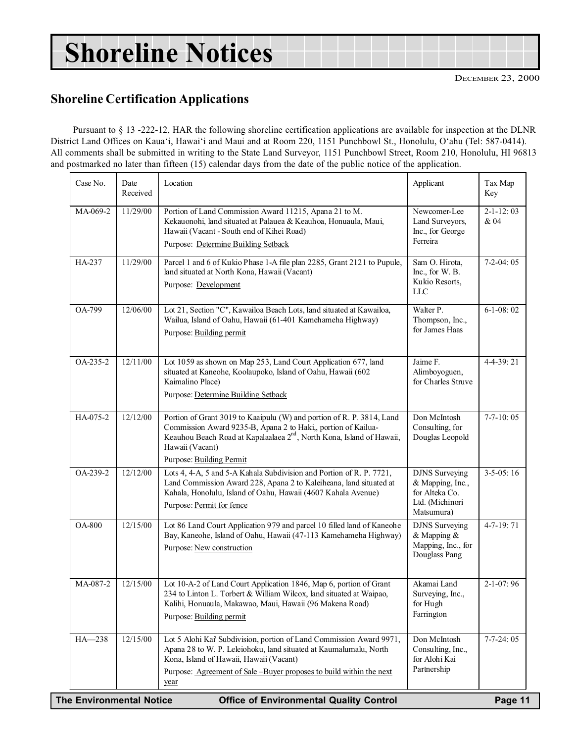# Shoreline Notices

December 23, 2000

## Shoreline Certification Applications

Pursuant to § 13 -222-12, HAR the following shoreline certification applications are available for inspection at the DLNR District Land Offices on Kaua'i, Hawai'i and Maui and at Room 220, 1151 Punchbowl St., Honolulu, O'ahu (Tel: 587-0414). All comments shall be submitted in writing to the State Land Surveyor, 1151 Punchbowl Street, Room 210, Honolulu, HI 96813 and postmarked no later than fifteen (15) calendar days from the date of the public notice of the application.

| Case No. | Date Received | Location | Applicant | Tax Map Key |
|---|---|---|---|---|
| MA-069-2 | 11/29/00 | Portion of Land Commission Award 11215, Apana 21 to M. Kekauonohi, land situated at Palauea & Keauhoa, Honuaula, Maui, Hawaii (Vacant - South end of Kihei Road)<br>Purpose: Determine Building Setback | Newcomer-Lee Land Surveyors, Inc., for George Ferreira | 2-1-12: 03 & 04 |
| HA-237 | 11/29/00 | Parcel 1 and 6 of Kukio Phase 1-A file plan 2285, Grant 2121 to Pupule, land situated at North Kona, Hawaii (Vacant)<br>Purpose: Development | Sam O. Hirota, Inc., for W. B. Kukio Resorts, LLC | 7-2-04: 05 |
| OA-799 | 12/06/00 | Lot 21, Section "C", Kawailoa Beach Lots, land situated at Kawailoa, Wailua, Island of Oahu, Hawaii (61-401 Kamehameha Highway)<br>Purpose: Building permit | Walter P. Thompson, Inc., for James Haas | 6-1-08: 02 |
| OA-235-2 | 12/11/00 | Lot 1059 as shown on Map 253, Land Court Application 677, land situated at Kaneohe, Koolaupoko, Island of Oahu, Hawaii (602 Kaimalino Place)<br>Purpose: Determine Building Setback | Jaime F. Alimboyoguen, for Charles Struve | 4-4-39: 21 |
| HA-075-2 | 12/12/00 | Portion of Grant 3019 to Kaaipulu (W) and portion of R. P. 3814, Land Commission Award 9235-B, Apana 2 to Haki,, portion of Kailua-Keauhou Beach Road at Kapalaalaea 2nd, North Kona, Island of Hawaii, Hawaii (Vacant)<br>Purpose: Building Permit | Don McIntosh Consulting, for Douglas Leopold | 7-7-10: 05 |
| OA-239-2 | 12/12/00 | Lots 4, 4-A, 5 and 5-A Kahala Subdivision and Portion of R. P. 7721, Land Commission Award 228, Apana 2 to Kaleiheana, land situated at Kahala, Honolulu, Island of Oahu, Hawaii (4607 Kahala Avenue)<br>Purpose: Permit for fence | DJNS Surveying & Mapping, Inc., for Alteka Co. Ltd. (Michinori Matsumura) | 3-5-05: 16 |
| OA-800 | 12/15/00 | Lot 86 Land Court Application 979 and parcel 10 filled land of Kaneohe Bay, Kaneohe, Island of Oahu, Hawaii (47-113 Kamehameha Highway)<br>Purpose: New construction | DJNS Surveying & Mapping & Mapping, Inc., for Douglass Pang | 4-7-19: 71 |
| MA-087-2 | 12/15/00 | Lot 10-A-2 of Land Court Application 1846, Map 6, portion of Grant 234 to Linton L. Torbert & William Wilcox, land situated at Waipao, Kalihi, Honuaula, Makawao, Maui, Hawaii (96 Makena Road)<br>Purpose: Building permit | Akamai Land Surveying, Inc., for Hugh Farrington | 2-1-07: 96 |
| HA—238 | 12/15/00 | Lot 5 Alohi Kai' Subdivision, portion of Land Commission Award 9971, Apana 28 to W. P. Leleiohoku, land situated at Kaumalumalu, North Kona, Island of Hawaii, Hawaii (Vacant)<br>Purpose: Agreement of Sale –Buyer proposes to build within the next year | Don McIntosh Consulting, Inc., for Alohi Kai Partnership | 7-7-24: 05 |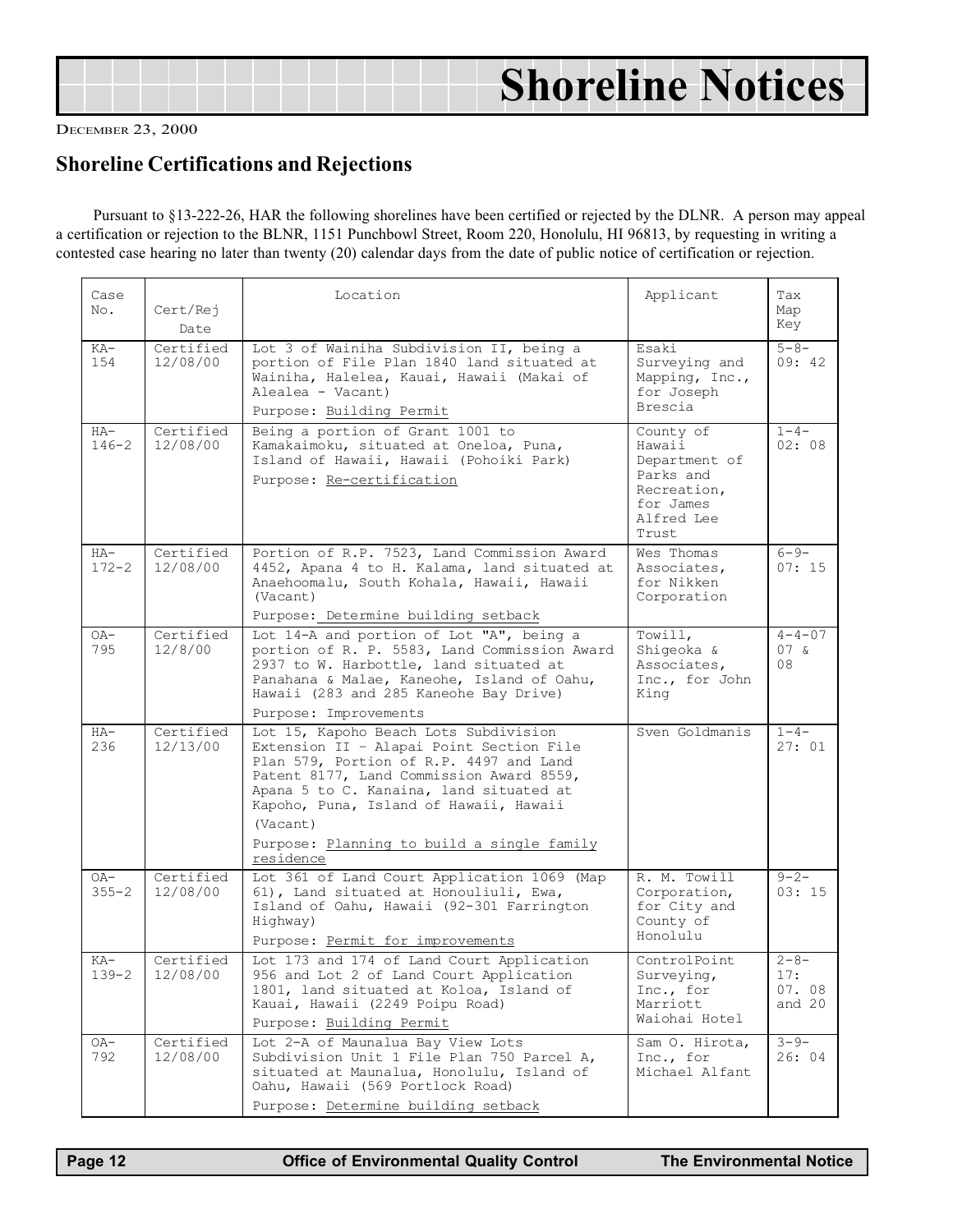# Shoreline Notices

DECEMBER 23, 2000

## Shoreline Certifications and Rejections

Pursuant to §13-222-26, HAR the following shorelines have been certified or rejected by the DLNR. A person may appeal a certification or rejection to the BLNR, 1151 Punchbowl Street, Room 220, Honolulu, HI 96813, by requesting in writing a contested case hearing no later than twenty (20) calendar days from the date of public notice of certification or rejection.

| Case No. | Cert/Rej Date | Location | Applicant | Tax Map Key |
|---|---|---|---|---|
| KA-154 | Certified 12/08/00 | Lot 3 of Wainiha Subdivision II, being a portion of File Plan 1840 land situated at Wainiha, Halelea, Kauai, Hawaii (Makai of Alealea - Vacant)<br>Purpose: Building Permit | Esaki Surveying and Mapping, Inc., for Joseph Brescia | 5-8-09: 42 |
| HA-146-2 | Certified 12/08/00 | Being a portion of Grant 1001 to Kamakaimoku, situated at Oneloa, Puna, Island of Hawaii, Hawaii (Pohoiki Park)<br>Purpose: Re-certification | County of Hawaii Department of Parks and Recreation, for James Alfred Lee Trust | 1-4-02: 08 |
| HA-172-2 | Certified 12/08/00 | Portion of R.P. 7523, Land Commission Award 4452, Apana 4 to H. Kalama, land situated at Anaehoomalu, South Kohala, Hawaii, Hawaii (Vacant)<br>Purpose: Determine building setback | Wes Thomas Associates, for Nikken Corporation | 6-9-07: 15 |
| OA-795 | Certified 12/8/00 | Lot 14-A and portion of Lot "A", being a portion of R. P. 5583, Land Commission Award 2937 to W. Harbottle, land situated at Panahana & Malae, Kaneohe, Island of Oahu, Hawaii (283 and 285 Kaneohe Bay Drive)<br>Purpose: Improvements | Towill, Shigeoka & Associates, Inc., for John King | 4-4-07 07 & 08 |
| HA-236 | Certified 12/13/00 | Lot 15, Kapoho Beach Lots Subdivision Extension II - Alapai Point Section File Plan 579, Portion of R.P. 4497 and Land Patent 8177, Land Commission Award 8559, Apana 5 to C. Kanaina, land situated at Kapoho, Puna, Island of Hawaii, Hawaii (Vacant)<br>Purpose: Planning to build a single family residence | Sven Goldmanis | 1-4-27: 01 |
| OA-355-2 | Certified 12/08/00 | Lot 361 of Land Court Application 1069 (Map 61), Land situated at Honouliuli, Ewa, Island of Oahu, Hawaii (92-301 Farrington Highway)<br>Purpose: Permit for improvements | R. M. Towill Corporation, for City and County of Honolulu | 9-2-03: 15 |
| KA-139-2 | Certified 12/08/00 | Lot 173 and 174 of Land Court Application 956 and Lot 2 of Land Court Application 1801, land situated at Koloa, Island of Kauai, Hawaii (2249 Poipu Road)<br>Purpose: Building Permit | ControlPoint Surveying, Inc., for Marriott Waiohai Hotel | 2-8-17: 07. 08 and 20 |
| OA-792 | Certified 12/08/00 | Lot 2-A of Maunalua Bay View Lots Subdivision Unit 1 File Plan 750 Parcel A, situated at Maunalua, Honolulu, Island of Oahu, Hawaii (569 Portlock Road)<br>Purpose: Determine building setback | Sam O. Hirota, Inc., for Michael Alfant | 3-9-26: 04 |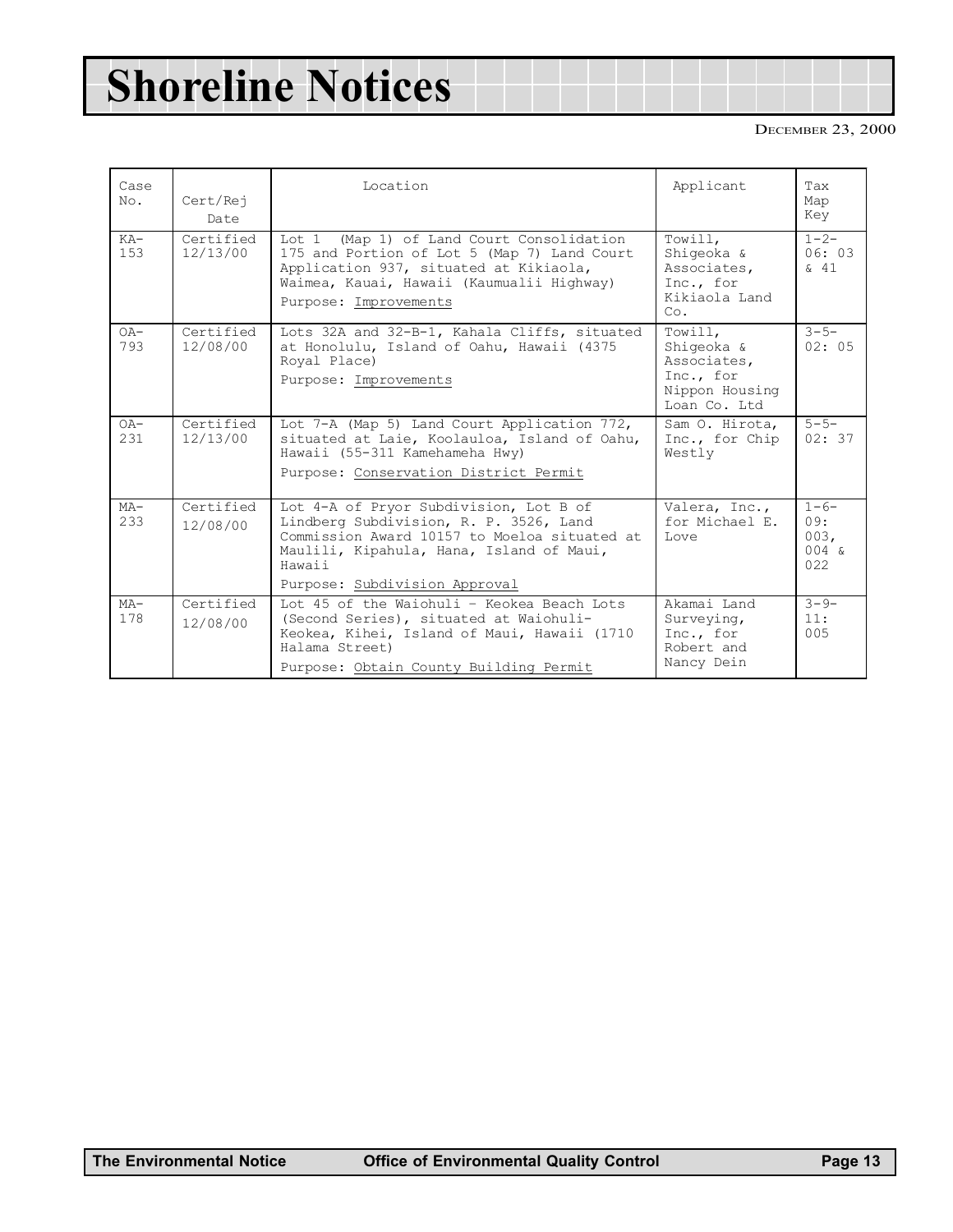# Shoreline Notices

DECEMBER 23, 2000

| Case No. | Cert/Rej Date | Location | Applicant | Tax Map Key |
|---|---|---|---|---|
| KA-153 | Certified 12/13/00 | Lot 1 (Map 1) of Land Court Consolidation 175 and Portion of Lot 5 (Map 7) Land Court Application 937, situated at Kikiaola, Waimea, Kauai, Hawaii (Kaumualii Highway)<br>Purpose: Improvements | Towill, Shigeoka & Associates, Inc., for Kikiaola Land Co. | 1-2-06: 03 & 41 |
| OA-793 | Certified 12/08/00 | Lots 32A and 32-B-1, Kahala Cliffs, situated at Honolulu, Island of Oahu, Hawaii (4375 Royal Place)<br>Purpose: Improvements | Towill, Shigeoka & Associates, Inc., for Nippon Housing Loan Co. Ltd | 3-5-02: 05 |
| OA-231 | Certified 12/13/00 | Lot 7-A (Map 5) Land Court Application 772, situated at Laie, Koolauloa, Island of Oahu, Hawaii (55-311 Kamehameha Hwy)<br>Purpose: Conservation District Permit | Sam O. Hirota, Inc., for Chip Westly | 5-5-02: 37 |
| MA-233 | Certified 12/08/00 | Lot 4-A of Pryor Subdivision, Lot B of Lindberg Subdivision, R. P. 3526, Land Commission Award 10157 to Moeloa situated at Maulili, Kipahula, Hana, Island of Maui, Hawaii<br>Purpose: Subdivision Approval | Valera, Inc., for Michael E. Love | 1-6-09: 003, 004 & 022 |
| MA-178 | Certified 12/08/00 | Lot 45 of the Waiohuli - Keokea Beach Lots (Second Series), situated at Waiohuli-Keokea, Kihei, Island of Maui, Hawaii (1710 Halama Street)<br>Purpose: Obtain County Building Permit | Akamai Land Surveying, Inc., for Robert and Nancy Dein | 3-9-11: 005 |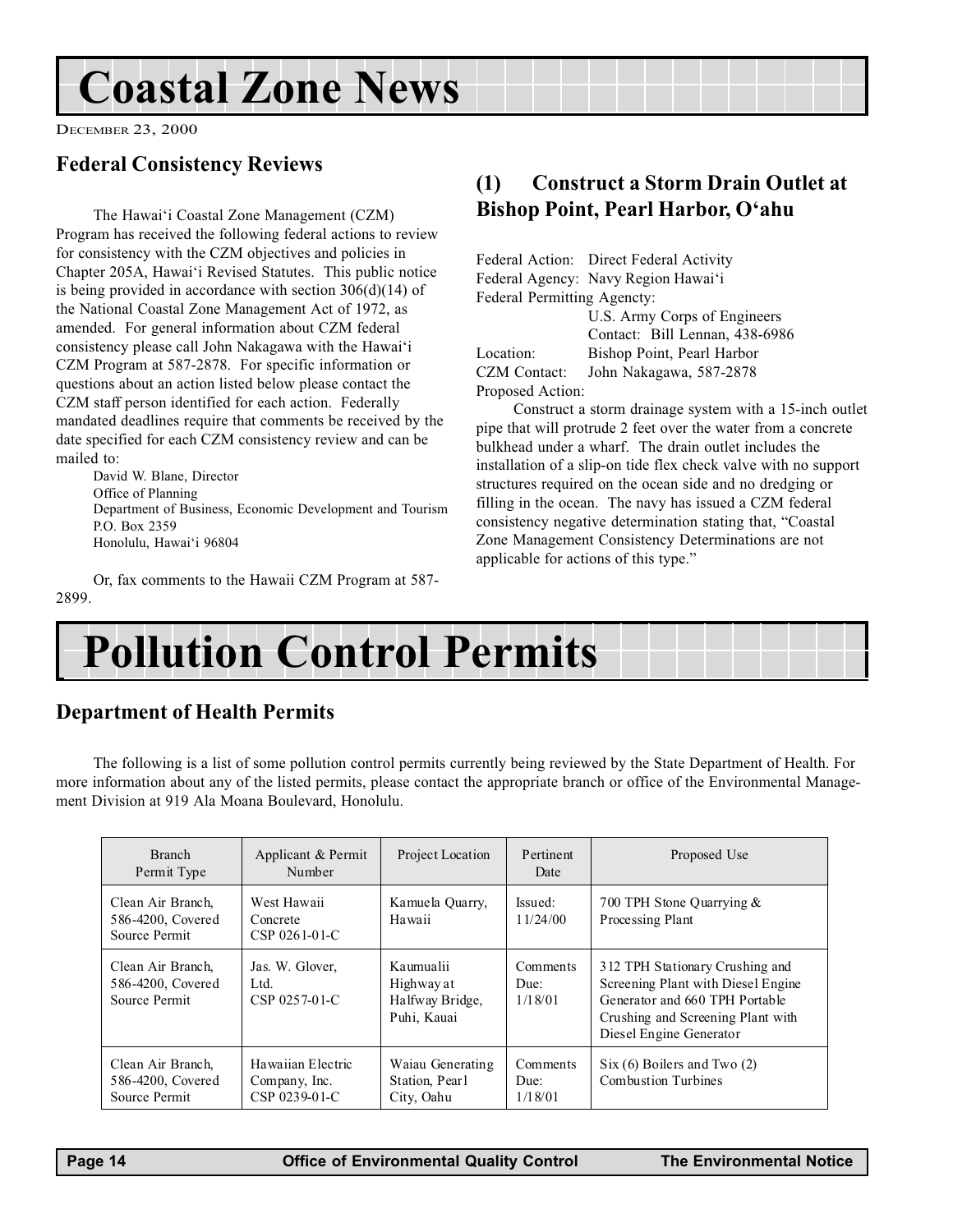# Coastal Zone News

DECEMBER 23, 2000

## Federal Consistency Reviews

The Hawai'i Coastal Zone Management (CZM) Program has received the following federal actions to review for consistency with the CZM objectives and policies in Chapter 205A, Hawai'i Revised Statutes. This public notice is being provided in accordance with section 306(d)(14) of the National Coastal Zone Management Act of 1972, as amended. For general information about CZM federal consistency please call John Nakagawa with the Hawai'i CZM Program at 587-2878. For specific information or questions about an action listed below please contact the CZM staff person identified for each action. Federally mandated deadlines require that comments be received by the date specified for each CZM consistency review and can be mailed to:

David W. Blane, Director
Office of Planning
Department of Business, Economic Development and Tourism
P.O. Box 2359
Honolulu, Hawai'i 96804

Or, fax comments to the Hawaii CZM Program at 587-2899.

### (1) Construct a Storm Drain Outlet at Bishop Point, Pearl Harbor, O'ahu

Federal Action: Direct Federal Activity
Federal Agency: Navy Region Hawai'i
Federal Permitting Agencty:
U.S. Army Corps of Engineers
Contact: Bill Lennan, 438-6986
Location: Bishop Point, Pearl Harbor
CZM Contact: John Nakagawa, 587-2878
Proposed Action:

Construct a storm drainage system with a 15-inch outlet pipe that will protrude 2 feet over the water from a concrete bulkhead under a wharf. The drain outlet includes the installation of a slip-on tide flex check valve with no support structures required on the ocean side and no dredging or filling in the ocean. The navy has issued a CZM federal consistency negative determination stating that, "Coastal Zone Management Consistency Determinations are not applicable for actions of this type."

# Pollution Control Permits

## Department of Health Permits

The following is a list of some pollution control permits currently being reviewed by the State Department of Health. For more information about any of the listed permits, please contact the appropriate branch or office of the Environmental Management Division at 919 Ala Moana Boulevard, Honolulu.

| Branch Permit Type | Applicant & Permit Number | Project Location | Pertinent Date | Proposed Use |
|---|---|---|---|---|
| Clean Air Branch, 586-4200, Covered Source Permit | West Hawaii Concrete CSP 0261-01-C | Kamuela Quarry, Hawaii | Issued: 11/24/00 | 700 TPH Stone Quarrying & Processing Plant |
| Clean Air Branch, 586-4200, Covered Source Permit | Jas. W. Glover, Ltd. CSP 0257-01-C | Kaumualii Highway at Halfway Bridge, Puhi, Kauai | Comments Due: 1/18/01 | 312 TPH Stationary Crushing and Screening Plant with Diesel Engine Generator and 660 TPH Portable Crushing and Screening Plant with Diesel Engine Generator |
| Clean Air Branch, 586-4200, Covered Source Permit | Hawaiian Electric Company, Inc. CSP 0239-01-C | Waiau Generating Station, Pearl City, Oahu | Comments Due: 1/18/01 | Six (6) Boilers and Two (2) Combustion Turbines |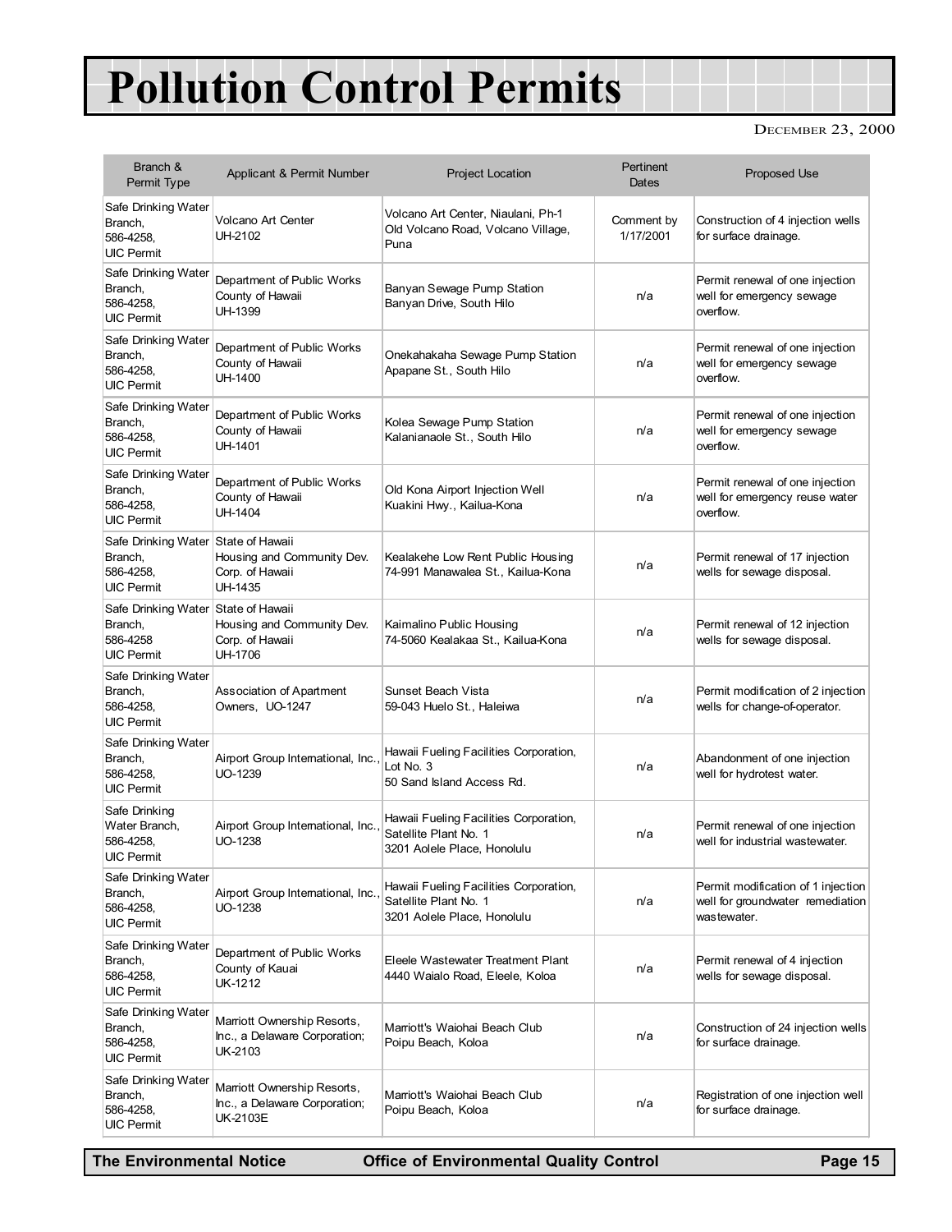# Pollution Control Permits

DECEMBER 23, 2000

| Branch & Permit Type | Applicant & Permit Number | Project Location | Pertinent Dates | Proposed Use |
|---|---|---|---|---|
| Safe Drinking Water Branch, 586-4258, UIC Permit | Volcano Art Center UH-2102 | Volcano Art Center, Niaulani, Ph-1 Old Volcano Road, Volcano Village, Puna | Comment by 1/17/2001 | Construction of 4 injection wells for surface drainage. |
| Safe Drinking Water Branch, 586-4258, UIC Permit | Department of Public Works County of Hawaii UH-1399 | Banyan Sewage Pump Station Banyan Drive, South Hilo | n/a | Permit renewal of one injection well for emergency sewage overflow. |
| Safe Drinking Water Branch, 586-4258, UIC Permit | Department of Public Works County of Hawaii UH-1400 | Onekahakaha Sewage Pump Station Apapane St., South Hilo | n/a | Permit renewal of one injection well for emergency sewage overflow. |
| Safe Drinking Water Branch, 586-4258, UIC Permit | Department of Public Works County of Hawaii UH-1401 | Kolea Sewage Pump Station Kalanianaole St., South Hilo | n/a | Permit renewal of one injection well for emergency sewage overflow. |
| Safe Drinking Water Branch, 586-4258, UIC Permit | Department of Public Works County of Hawaii UH-1404 | Old Kona Airport Injection Well Kuakini Hwy., Kailua-Kona | n/a | Permit renewal of one injection well for emergency reuse water overflow. |
| Safe Drinking Water Branch, 586-4258, UIC Permit | State of Hawaii Housing and Community Dev. Corp. of Hawaii UH-1435 | Kealakehe Low Rent Public Housing 74-991 Manawalea St., Kailua-Kona | n/a | Permit renewal of 17 injection wells for sewage disposal. |
| Safe Drinking Water Branch, 586-4258 UIC Permit | State of Hawaii Housing and Community Dev. Corp. of Hawaii UH-1706 | Kaimalino Public Housing 74-5060 Kealakaa St., Kailua-Kona | n/a | Permit renewal of 12 injection wells for sewage disposal. |
| Safe Drinking Water Branch, 586-4258, UIC Permit | Association of Apartment Owners, UO-1247 | Sunset Beach Vista 59-043 Huelo St., Haleiwa | n/a | Permit modification of 2 injection wells for change-of-operator. |
| Safe Drinking Water Branch, 586-4258, UIC Permit | Airport Group International, Inc., UO-1239 | Hawaii Fueling Facilities Corporation, Lot No. 3 50 Sand Island Access Rd. | n/a | Abandonment of one injection well for hydrotest water. |
| Safe Drinking Water Branch, 586-4258, UIC Permit | Airport Group International, Inc., UO-1238 | Hawaii Fueling Facilities Corporation, Satellite Plant No. 1 3201 Aolele Place, Honolulu | n/a | Permit renewal of one injection well for industrial wastewater. |
| Safe Drinking Water Branch, 586-4258, UIC Permit | Airport Group International, Inc., UO-1238 | Hawaii Fueling Facilities Corporation, Satellite Plant No. 1 3201 Aolele Place, Honolulu | n/a | Permit modification of 1 injection well for groundwater remediation wastewater. |
| Safe Drinking Water Branch, 586-4258, UIC Permit | Department of Public Works County of Kauai UK-1212 | Eleele Wastewater Treatment Plant 4440 Waialo Road, Eleele, Koloa | n/a | Permit renewal of 4 injection wells for sewage disposal. |
| Safe Drinking Water Branch, 586-4258, UIC Permit | Marriott Ownership Resorts, Inc., a Delaware Corporation; UK-2103 | Marriott's Waiohai Beach Club Poipu Beach, Koloa | n/a | Construction of 24 injection wells for surface drainage. |
| Safe Drinking Water Branch, 586-4258, UIC Permit | Marriott Ownership Resorts, Inc., a Delaware Corporation; UK-2103E | Marriott's Waiohai Beach Club Poipu Beach, Koloa | n/a | Registration of one injection well for surface drainage. |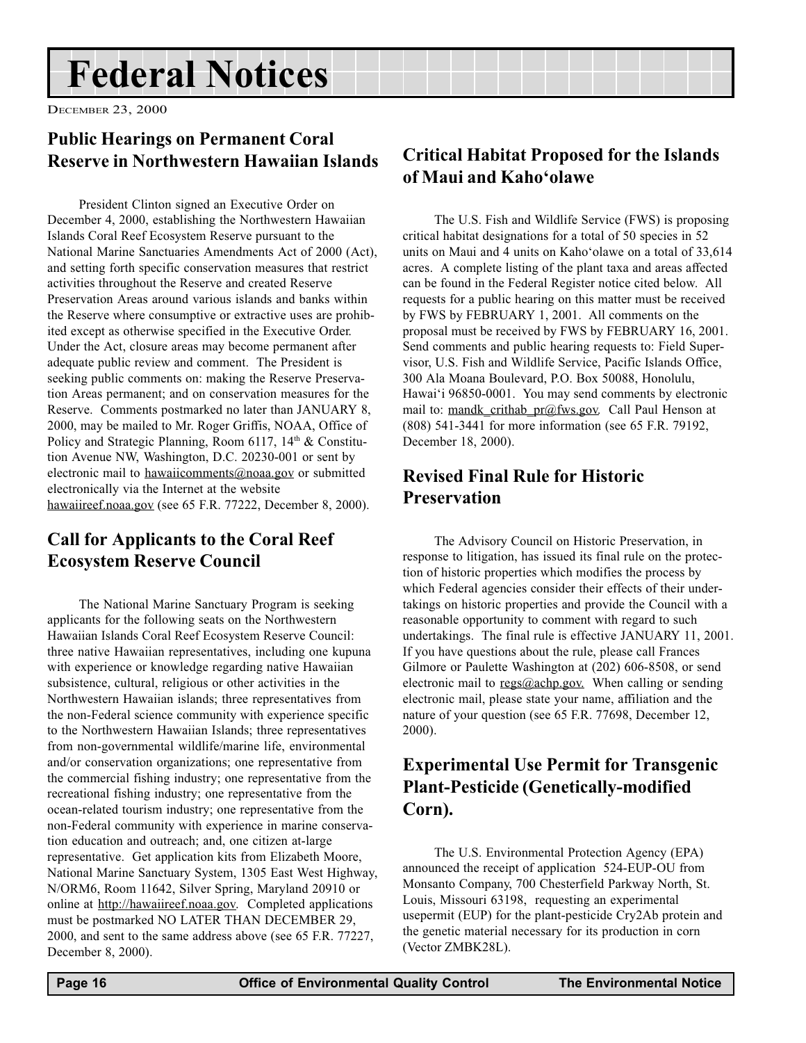# Federal Notices

December 23, 2000

## Public Hearings on Permanent Coral Reserve in Northwestern Hawaiian Islands

President Clinton signed an Executive Order on December 4, 2000, establishing the Northwestern Hawaiian Islands Coral Reef Ecosystem Reserve pursuant to the National Marine Sanctuaries Amendments Act of 2000 (Act), and setting forth specific conservation measures that restrict activities throughout the Reserve and created Reserve Preservation Areas around various islands and banks within the Reserve where consumptive or extractive uses are prohibited except as otherwise specified in the Executive Order. Under the Act, closure areas may become permanent after adequate public review and comment. The President is seeking public comments on: making the Reserve Preservation Areas permanent; and on conservation measures for the Reserve. Comments postmarked no later than JANUARY 8, 2000, may be mailed to Mr. Roger Griffis, NOAA, Office of Policy and Strategic Planning, Room 6117, 14th & Constitution Avenue NW, Washington, D.C. 20230-001 or sent by electronic mail to hawaiicomments@noaa.gov or submitted electronically via the Internet at the website hawaiireef.noaa.gov (see 65 F.R. 77222, December 8, 2000).

## Call for Applicants to the Coral Reef Ecosystem Reserve Council

The National Marine Sanctuary Program is seeking applicants for the following seats on the Northwestern Hawaiian Islands Coral Reef Ecosystem Reserve Council: three native Hawaiian representatives, including one kupuna with experience or knowledge regarding native Hawaiian subsistence, cultural, religious or other activities in the Northwestern Hawaiian islands; three representatives from the non-Federal science community with experience specific to the Northwestern Hawaiian Islands; three representatives from non-governmental wildlife/marine life, environmental and/or conservation organizations; one representative from the commercial fishing industry; one representative from the recreational fishing industry; one representative from the ocean-related tourism industry; one representative from the non-Federal community with experience in marine conservation education and outreach; and, one citizen at-large representative. Get application kits from Elizabeth Moore, National Marine Sanctuary System, 1305 East West Highway, N/ORM6, Room 11642, Silver Spring, Maryland 20910 or online at http://hawaiireef.noaa.gov. Completed applications must be postmarked NO LATER THAN DECEMBER 29, 2000, and sent to the same address above (see 65 F.R. 77227, December 8, 2000).

## Critical Habitat Proposed for the Islands of Maui and Kaho'olawe

The U.S. Fish and Wildlife Service (FWS) is proposing critical habitat designations for a total of 50 species in 52 units on Maui and 4 units on Kaho'olawe on a total of 33,614 acres. A complete listing of the plant taxa and areas affected can be found in the Federal Register notice cited below. All requests for a public hearing on this matter must be received by FWS by FEBRUARY 1, 2001. All comments on the proposal must be received by FWS by FEBRUARY 16, 2001. Send comments and public hearing requests to: Field Supervisor, U.S. Fish and Wildlife Service, Pacific Islands Office, 300 Ala Moana Boulevard, P.O. Box 50088, Honolulu, Hawai'i 96850-0001. You may send comments by electronic mail to: mandk_crithab_pr@fws.gov. Call Paul Henson at (808) 541-3441 for more information (see 65 F.R. 79192, December 18, 2000).

## Revised Final Rule for Historic Preservation

The Advisory Council on Historic Preservation, in response to litigation, has issued its final rule on the protection of historic properties which modifies the process by which Federal agencies consider their effects of their undertakings on historic properties and provide the Council with a reasonable opportunity to comment with regard to such undertakings. The final rule is effective JANUARY 11, 2001. If you have questions about the rule, please call Frances Gilmore or Paulette Washington at (202) 606-8508, or send electronic mail to regs@achp.gov. When calling or sending electronic mail, please state your name, affiliation and the nature of your question (see 65 F.R. 77698, December 12, 2000).

## Experimental Use Permit for Transgenic Plant-Pesticide (Genetically-modified Corn).

The U.S. Environmental Protection Agency (EPA) announced the receipt of application 524-EUP-OU from Monsanto Company, 700 Chesterfield Parkway North, St. Louis, Missouri 63198, requesting an experimental usepermit (EUP) for the plant-pesticide Cry2Ab protein and the genetic material necessary for its production in corn (Vector ZMBK28L).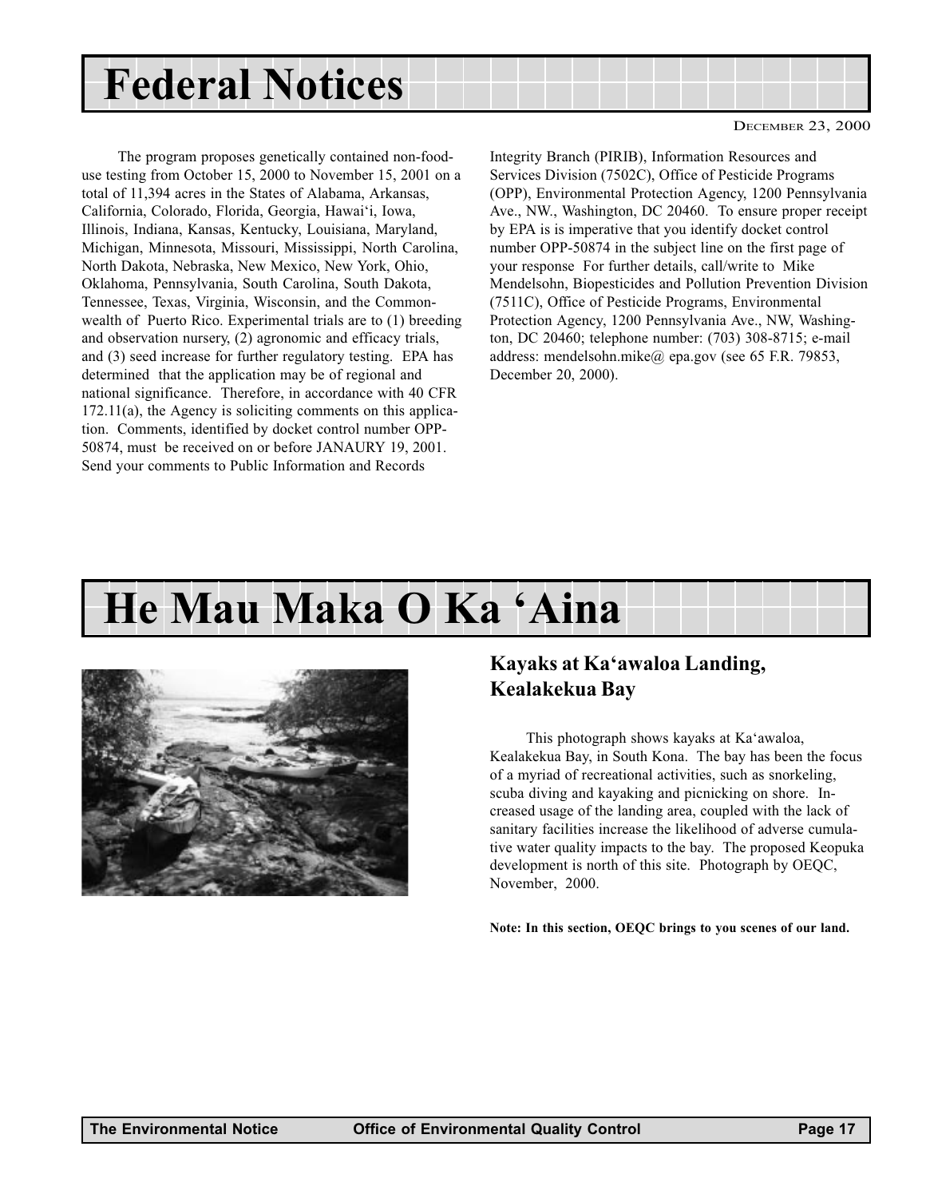# Federal Notices

DECEMBER 23, 2000

The program proposes genetically contained non-food-use testing from October 15, 2000 to November 15, 2001 on a total of 11,394 acres in the States of Alabama, Arkansas, California, Colorado, Florida, Georgia, Hawai'i, Iowa, Illinois, Indiana, Kansas, Kentucky, Louisiana, Maryland, Michigan, Minnesota, Missouri, Mississippi, North Carolina, North Dakota, Nebraska, New Mexico, New York, Ohio, Oklahoma, Pennsylvania, South Carolina, South Dakota, Tennessee, Texas, Virginia, Wisconsin, and the Commonwealth of Puerto Rico. Experimental trials are to (1) breeding and observation nursery, (2) agronomic and efficacy trials, and (3) seed increase for further regulatory testing. EPA has determined that the application may be of regional and national significance. Therefore, in accordance with 40 CFR 172.11(a), the Agency is soliciting comments on this application. Comments, identified by docket control number OPP-50874, must be received on or before JANAURY 19, 2001. Send your comments to Public Information and Records Integrity Branch (PIRIB), Information Resources and Services Division (7502C), Office of Pesticide Programs (OPP), Environmental Protection Agency, 1200 Pennsylvania Ave., NW., Washington, DC 20460. To ensure proper receipt by EPA is is imperative that you identify docket control number OPP-50874 in the subject line on the first page of your response For further details, call/write to Mike Mendelsohn, Biopesticides and Pollution Prevention Division (7511C), Office of Pesticide Programs, Environmental Protection Agency, 1200 Pennsylvania Ave., NW, Washington, DC 20460; telephone number: (703) 308-8715; e-mail address: mendelsohn.mike@ epa.gov (see 65 F.R. 79853, December 20, 2000).

# He Mau Maka O Ka 'Aina

## Kayaks at Ka'awaloa Landing, Kealakekua Bay

This photograph shows kayaks at Ka'awaloa, Kealakekua Bay, in South Kona. The bay has been the focus of a myriad of recreational activities, such as snorkeling, scuba diving and kayaking and picnicking on shore. Increased usage of the landing area, coupled with the lack of sanitary facilities increase the likelihood of adverse cumulative water quality impacts to the bay. The proposed Keopuka development is north of this site. Photograph by OEQC, November, 2000.

**Note: In this section, OEQC brings to you scenes of our land.**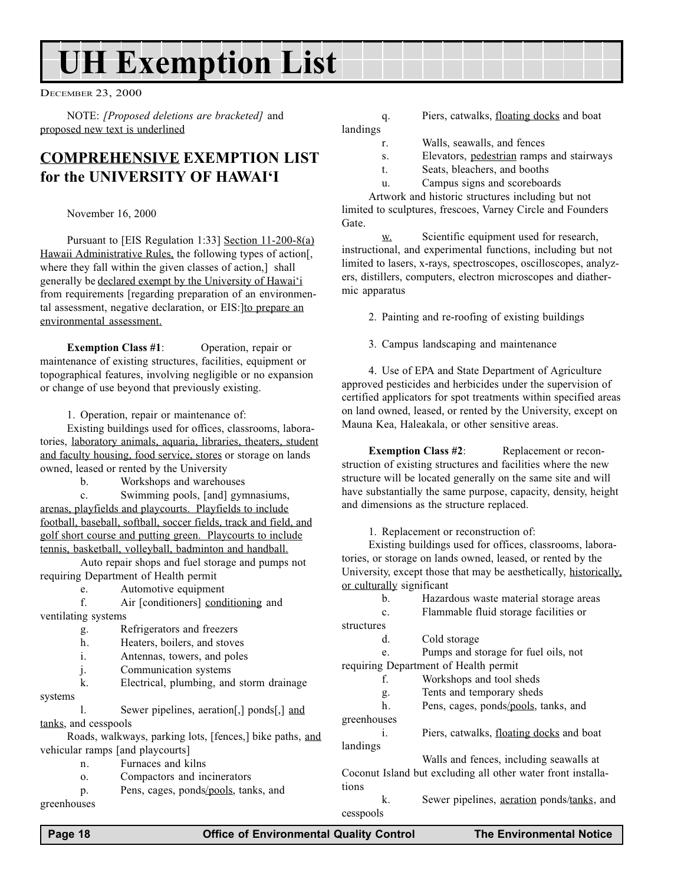# UH Exemption List

DECEMBER 23, 2000

NOTE: *[Proposed deletions are bracketed]* and <u>proposed new text is underlined</u>

## <u>COMPREHENSIVE</u> EXEMPTION LIST for the UNIVERSITY OF HAWAI'I

November 16, 2000

Pursuant to [EIS Regulation 1:33] <u>Section 11-200-8(a) Hawaii Administrative Rules,</u> the following types of action[, where they fall within the given classes of action,] shall generally be <u>declared exempt by the University of Hawai'i</u> from requirements [regarding preparation of an environmental assessment, negative declaration, or EIS:]<u>to prepare an environmental assessment.</u>

**Exemption Class #1**: Operation, repair or maintenance of existing structures, facilities, equipment or topographical features, involving negligible or no expansion or change of use beyond that previously existing.

1. Operation, repair or maintenance of:

Existing buildings used for offices, classrooms, laboratories, <u>laboratory animals, aquaria, libraries, theaters, student and faculty housing, food service, stores</u> or storage on lands owned, leased or rented by the University

b. Workshops and warehouses

c. Swimming pools, [and] gymnasiums, <u>arenas, playfields and playcourts. Playfields to include football, baseball, softball, soccer fields, track and field, and golf short course and putting green. Playcourts to include tennis, basketball, volleyball, badminton and handball.</u>

Auto repair shops and fuel storage and pumps not requiring Department of Health permit

e. Automotive equipment

f. Air [conditioners] <u>conditioning</u> and ventilating systems

g. Refrigerators and freezers

h. Heaters, boilers, and stoves

i. Antennas, towers, and poles

j. Communication systems

k. Electrical, plumbing, and storm drainage systems

l. Sewer pipelines, aeration[,] ponds[,] <u>and tanks</u>, and cesspools

Roads, walkways, parking lots, [fences,] bike paths, <u>and</u> vehicular ramps [and playcourts]

n. Furnaces and kilns

o. Compactors and incinerators

p. Pens, cages, ponds<u>/pools</u>, tanks, and greenhouses

q. Piers, catwalks, <u>floating docks</u> and boat landings

r. Walls, seawalls, and fences

s. Elevators, <u>pedestrian</u> ramps and stairways

t. Seats, bleachers, and booths

u. Campus signs and scoreboards

Artwork and historic structures including but not limited to sculptures, frescoes, Varney Circle and Founders Gate.

<u>w.</u> Scientific equipment used for research, instructional, and experimental functions, including but not limited to lasers, x-rays, spectroscopes, oscilloscopes, analyzers, distillers, computers, electron microscopes and diathermic apparatus

2. Painting and re-roofing of existing buildings

3. Campus landscaping and maintenance

4. Use of EPA and State Department of Agriculture approved pesticides and herbicides under the supervision of certified applicators for spot treatments within specified areas on land owned, leased, or rented by the University, except on Mauna Kea, Haleakala, or other sensitive areas.

**Exemption Class #2**: Replacement or reconstruction of existing structures and facilities where the new structure will be located generally on the same site and will have substantially the same purpose, capacity, density, height and dimensions as the structure replaced.

1. Replacement or reconstruction of:

Existing buildings used for offices, classrooms, laboratories, or storage on lands owned, leased, or rented by the University, except those that may be aesthetically, <u>historically, or culturally</u> significant

b. Hazardous waste material storage areas

c. Flammable fluid storage facilities or structures

d. Cold storage

e. Pumps and storage for fuel oils, not requiring Department of Health permit

f. Workshops and tool sheds

g. Tents and temporary sheds

h. Pens, cages, ponds<u>/pools</u>, tanks, and greenhouses

i. Piers, catwalks, <u>floating docks</u> and boat landings

Walls and fences, including seawalls at Coconut Island but excluding all other water front installations

k. Sewer pipelines, <u>aeration</u> ponds/<u>tanks</u>, and cesspools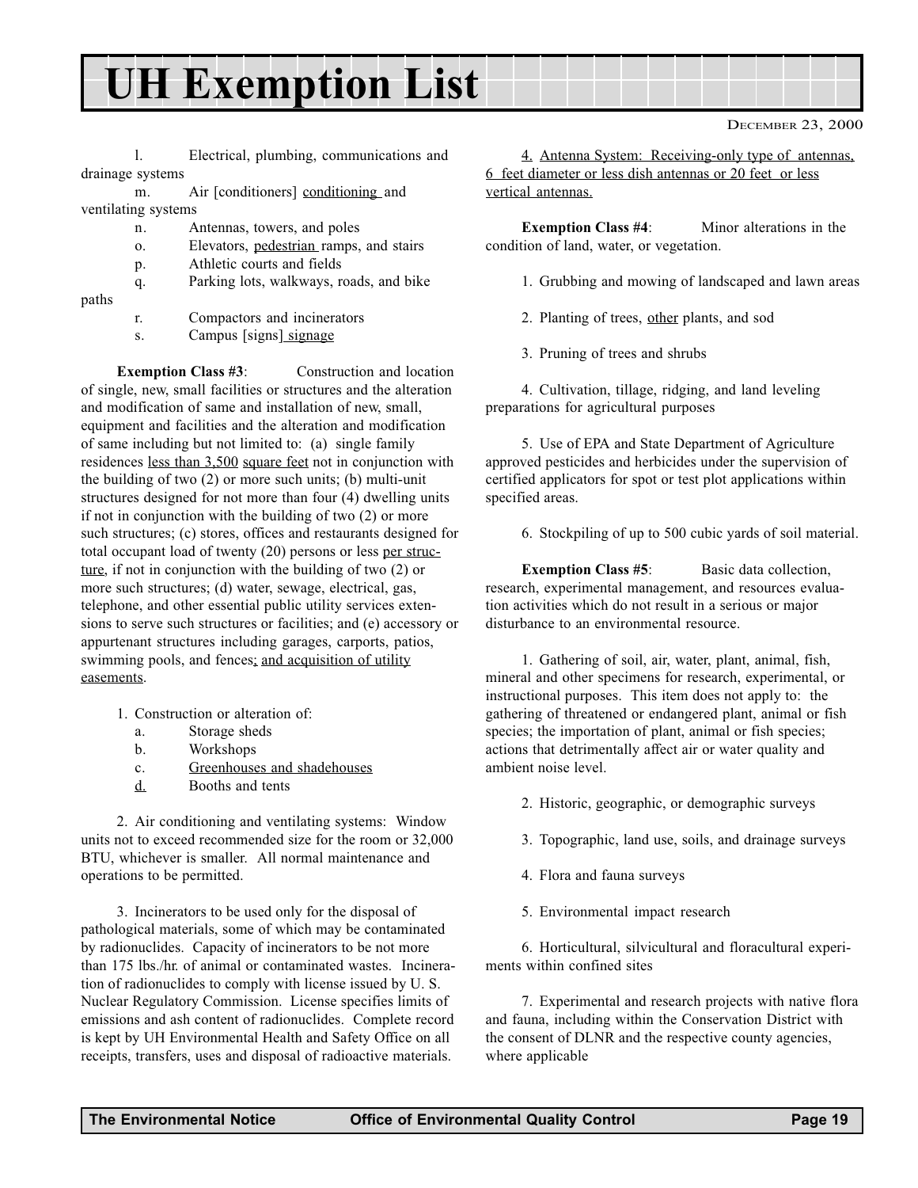# UH Exemption List

DECEMBER 23, 2000

l. Electrical, plumbing, communications and drainage systems

m. Air [conditioners] conditioning and ventilating systems

n. Antennas, towers, and poles

o. Elevators, pedestrian ramps, and stairs

p. Athletic courts and fields

q. Parking lots, walkways, roads, and bike paths

r. Compactors and incinerators

s. Campus [signs] signage

**Exemption Class #3**: Construction and location of single, new, small facilities or structures and the alteration and modification of same and installation of new, small, equipment and facilities and the alteration and modification of same including but not limited to: (a) single family residences less than 3,500 square feet not in conjunction with the building of two (2) or more such units; (b) multi-unit structures designed for not more than four (4) dwelling units if not in conjunction with the building of two (2) or more such structures; (c) stores, offices and restaurants designed for total occupant load of twenty (20) persons or less per structure, if not in conjunction with the building of two (2) or more such structures; (d) water, sewage, electrical, gas, telephone, and other essential public utility services extensions to serve such structures or facilities; and (e) accessory or appurtenant structures including garages, carports, patios, swimming pools, and fences; and acquisition of utility easements.

1. Construction or alteration of:
   a. Storage sheds
   b. Workshops
   c. Greenhouses and shadehouses
   d. Booths and tents

2. Air conditioning and ventilating systems: Window units not to exceed recommended size for the room or 32,000 BTU, whichever is smaller. All normal maintenance and operations to be permitted.

3. Incinerators to be used only for the disposal of pathological materials, some of which may be contaminated by radionuclides. Capacity of incinerators to be not more than 175 lbs./hr. of animal or contaminated wastes. Incineration of radionuclides to comply with license issued by U. S. Nuclear Regulatory Commission. License specifies limits of emissions and ash content of radionuclides. Complete record is kept by UH Environmental Health and Safety Office on all receipts, transfers, uses and disposal of radioactive materials.

4. Antenna System: Receiving-only type of antennas, 6 feet diameter or less dish antennas or 20 feet or less vertical antennas.

**Exemption Class #4**: Minor alterations in the condition of land, water, or vegetation.

1. Grubbing and mowing of landscaped and lawn areas

2. Planting of trees, other plants, and sod

3. Pruning of trees and shrubs

4. Cultivation, tillage, ridging, and land leveling preparations for agricultural purposes

5. Use of EPA and State Department of Agriculture approved pesticides and herbicides under the supervision of certified applicators for spot or test plot applications within specified areas.

6. Stockpiling of up to 500 cubic yards of soil material.

**Exemption Class #5**: Basic data collection, research, experimental management, and resources evaluation activities which do not result in a serious or major disturbance to an environmental resource.

1. Gathering of soil, air, water, plant, animal, fish, mineral and other specimens for research, experimental, or instructional purposes. This item does not apply to: the gathering of threatened or endangered plant, animal or fish species; the importation of plant, animal or fish species; actions that detrimentally affect air or water quality and ambient noise level.

2. Historic, geographic, or demographic surveys

3. Topographic, land use, soils, and drainage surveys

4. Flora and fauna surveys

5. Environmental impact research

6. Horticultural, silvicultural and floracultural experiments within confined sites

7. Experimental and research projects with native flora and fauna, including within the Conservation District with the consent of DLNR and the respective county agencies, where applicable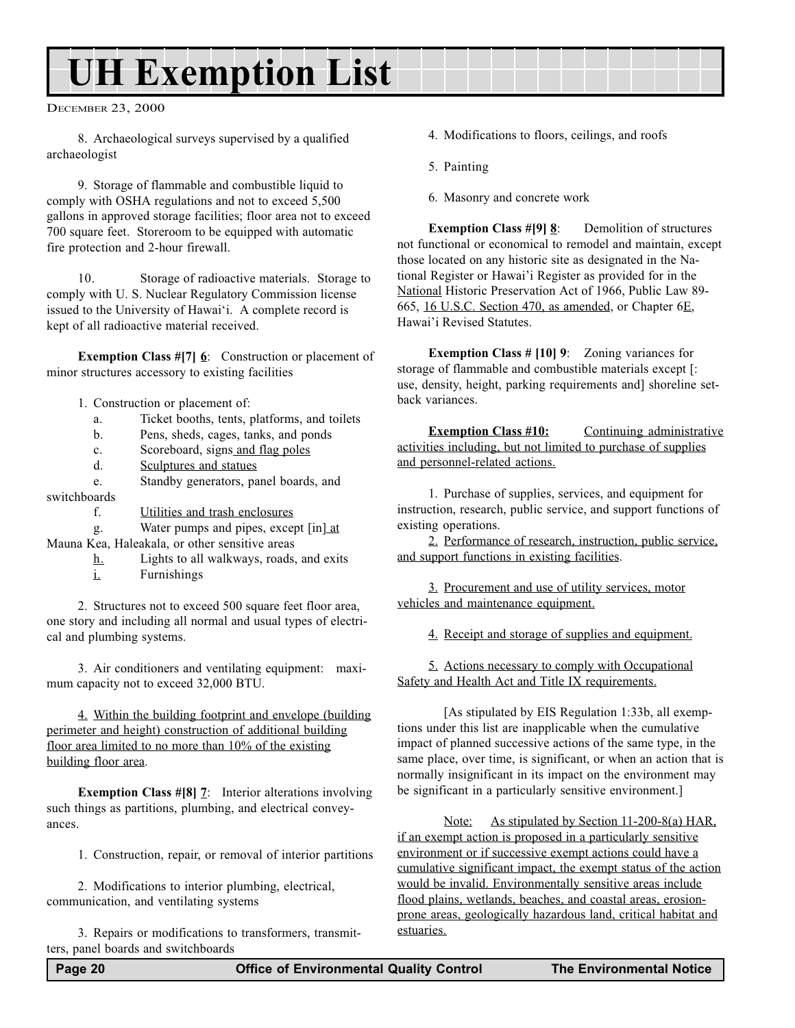# UH Exemption List

DECEMBER 23, 2000

8. Archaeological surveys supervised by a qualified archaeologist

9. Storage of flammable and combustible liquid to comply with OSHA regulations and not to exceed 5,500 gallons in approved storage facilities; floor area not to exceed 700 square feet. Storeroom to be equipped with automatic fire protection and 2-hour firewall.

10. Storage of radioactive materials. Storage to comply with U. S. Nuclear Regulatory Commission license issued to the University of Hawai'i. A complete record is kept of all radioactive material received.

**Exemption Class #[7] 6**: Construction or placement of minor structures accessory to existing facilities

1. Construction or placement of:
   a. Ticket booths, tents, platforms, and toilets
   b. Pens, sheds, cages, tanks, and ponds
   c. Scoreboard, signs and flag poles
   d. Sculptures and statues
   e. Standby generators, panel boards, and switchboards
   f. Utilities and trash enclosures
   g. Water pumps and pipes, except [in] at Mauna Kea, Haleakala, or other sensitive areas
   h. Lights to all walkways, roads, and exits
   i. Furnishings

2. Structures not to exceed 500 square feet floor area, one story and including all normal and usual types of electrical and plumbing systems.

3. Air conditioners and ventilating equipment: maximum capacity not to exceed 32,000 BTU.

4. Within the building footprint and envelope (building perimeter and height) construction of additional building floor area limited to no more than 10% of the existing building floor area.

**Exemption Class #[8] 7**: Interior alterations involving such things as partitions, plumbing, and electrical conveyances.

1. Construction, repair, or removal of interior partitions

2. Modifications to interior plumbing, electrical, communication, and ventilating systems

3. Repairs or modifications to transformers, transmitters, panel boards and switchboards

4. Modifications to floors, ceilings, and roofs

5. Painting

6. Masonry and concrete work

**Exemption Class #[9] 8**: Demolition of structures not functional or economical to remodel and maintain, except those located on any historic site as designated in the National Register or Hawai'i Register as provided for in the National Historic Preservation Act of 1966, Public Law 89-665, 16 U.S.C. Section 470, as amended, or Chapter 6E, Hawai'i Revised Statutes.

**Exemption Class # [10] 9**: Zoning variances for storage of flammable and combustible materials except [: use, density, height, parking requirements and] shoreline setback variances.

**Exemption Class #10:** Continuing administrative activities including, but not limited to purchase of supplies and personnel-related actions.

1. Purchase of supplies, services, and equipment for instruction, research, public service, and support functions of existing operations.

2. Performance of research, instruction, public service, and support functions in existing facilities.

3. Procurement and use of utility services, motor vehicles and maintenance equipment.

4. Receipt and storage of supplies and equipment.

5. Actions necessary to comply with Occupational Safety and Health Act and Title IX requirements.

[As stipulated by EIS Regulation 1:33b, all exemptions under this list are inapplicable when the cumulative impact of planned successive actions of the same type, in the same place, over time, is significant, or when an action that is normally insignificant in its impact on the environment may be significant in a particularly sensitive environment.]

Note: As stipulated by Section 11-200-8(a) HAR, if an exempt action is proposed in a particularly sensitive environment or if successive exempt actions could have a cumulative significant impact, the exempt status of the action would be invalid. Environmentally sensitive areas include flood plains, wetlands, beaches, and coastal areas, erosion-prone areas, geologically hazardous land, critical habitat and estuaries.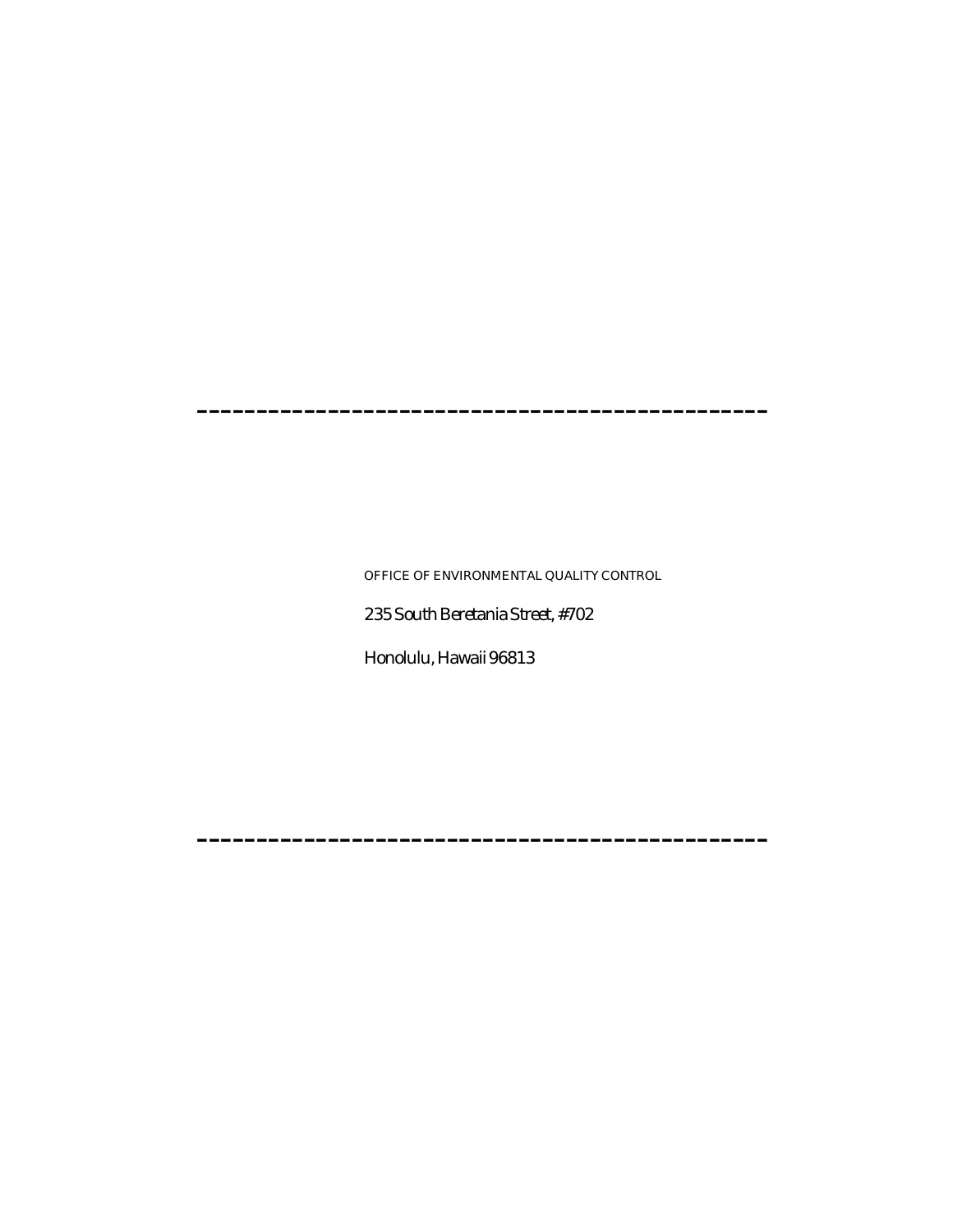---

OFFICE OF ENVIRONMENTAL QUALITY CONTROL

235 South Beretania Street, #702

Honolulu, Hawaii 96813

---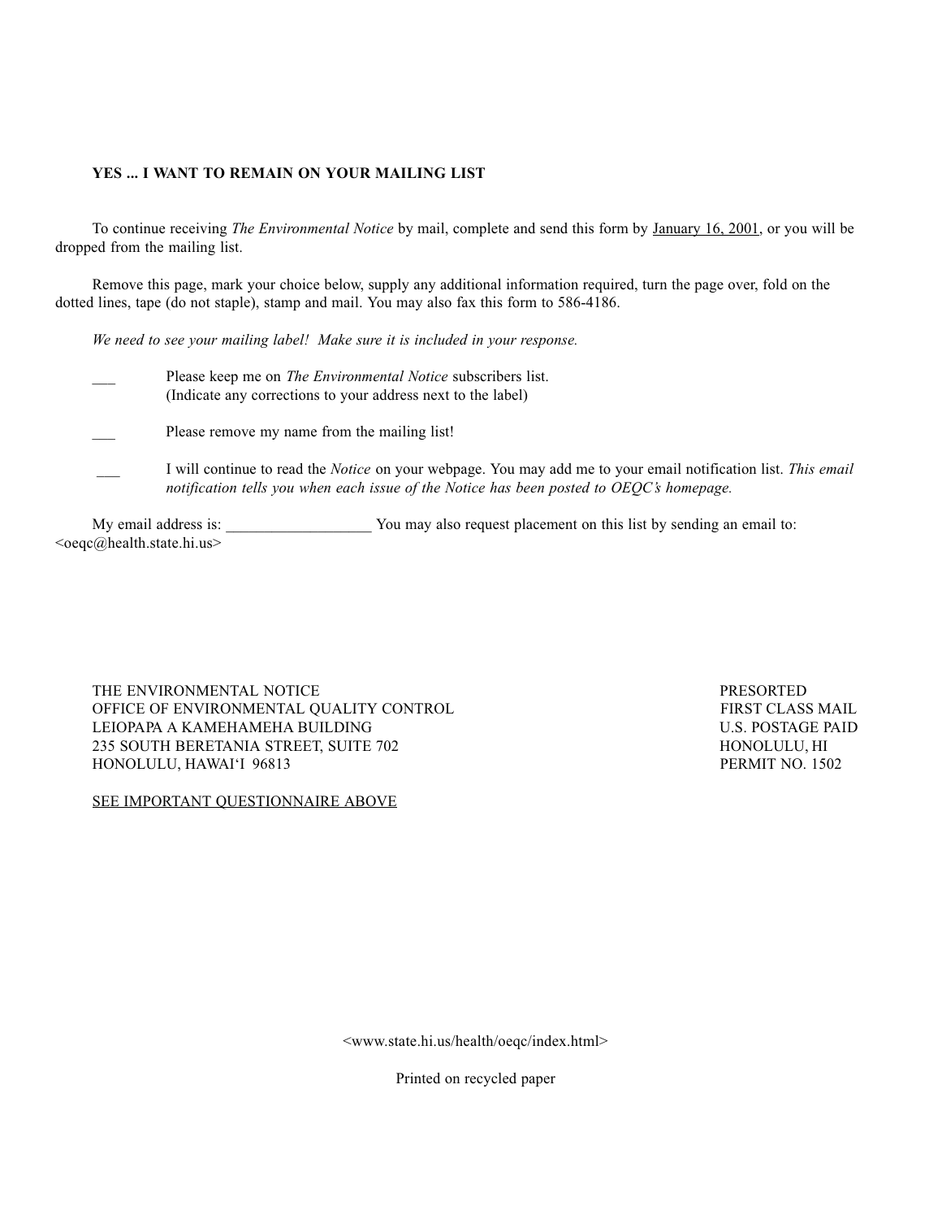**YES ... I WANT TO REMAIN ON YOUR MAILING LIST**

To continue receiving *The Environmental Notice* by mail, complete and send this form by January 16, 2001, or you will be dropped from the mailing list.

Remove this page, mark your choice below, supply any additional information required, turn the page over, fold on the dotted lines, tape (do not staple), stamp and mail. You may also fax this form to 586-4186.

*We need to see your mailing label! Make sure it is included in your response.*

___ Please keep me on *The Environmental Notice* subscribers list. (Indicate any corrections to your address next to the label)

___ Please remove my name from the mailing list!

___ I will continue to read the *Notice* on your webpage. You may add me to your email notification list. *This email notification tells you when each issue of the Notice has been posted to OEQC's homepage.*

My email address is: ___________________ You may also request placement on this list by sending an email to: <oeqc@health.state.hi.us>

THE ENVIRONMENTAL NOTICE
OFFICE OF ENVIRONMENTAL QUALITY CONTROL
LEIOPAPA A KAMEHAMEHA BUILDING
235 SOUTH BERETANIA STREET, SUITE 702
HONOLULU, HAWAI'I 96813

PRESORTED
FIRST CLASS MAIL
U.S. POSTAGE PAID
HONOLULU, HI
PERMIT NO. 1502

SEE IMPORTANT QUESTIONNAIRE ABOVE

<www.state.hi.us/health/oeqc/index.html>

Printed on recycled paper